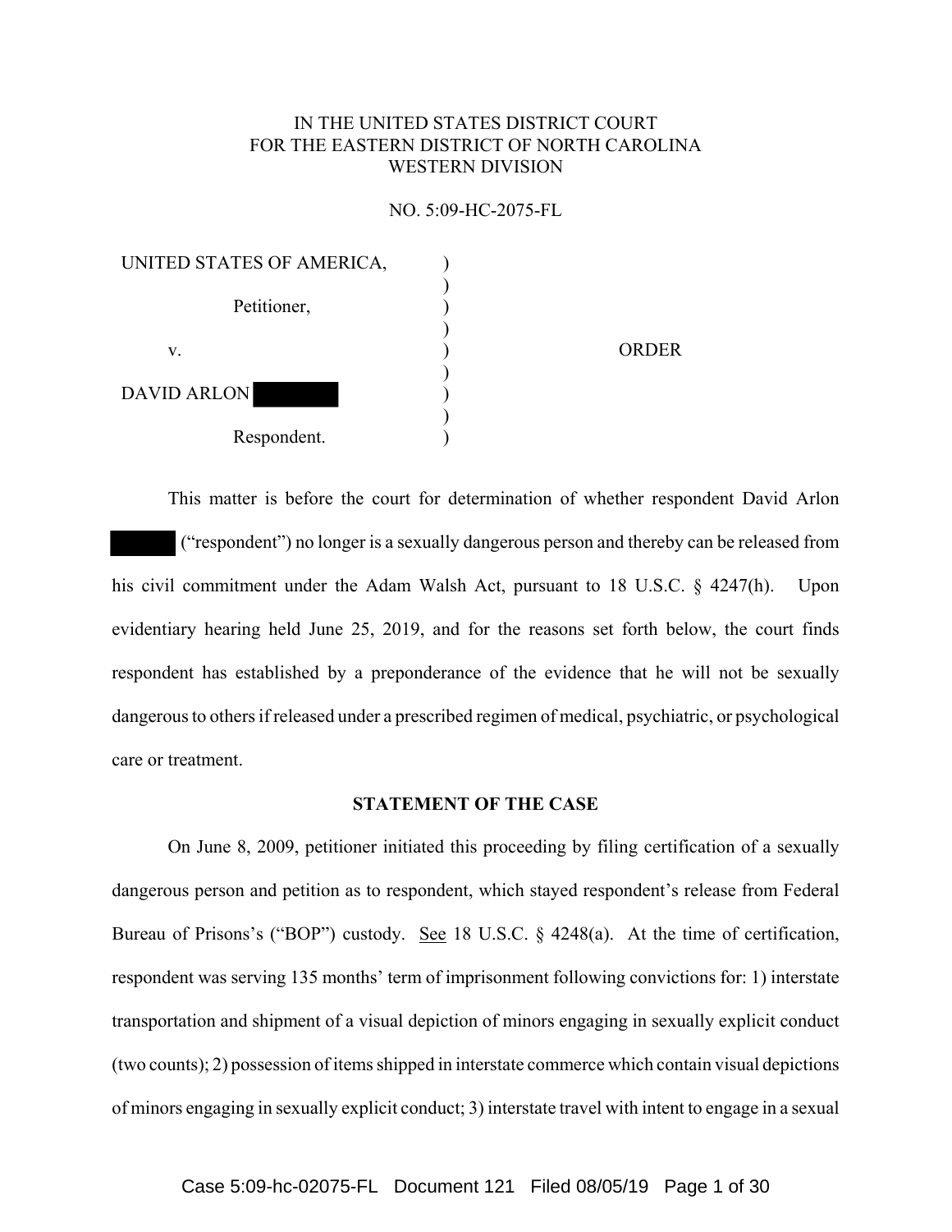IN THE UNITED STATES DISTRICT COURT
FOR THE EASTERN DISTRICT OF NORTH CAROLINA
WESTERN DIVISION

NO. 5:09-HC-2075-FL

| | | |
|---|---|---|
| UNITED STATES OF AMERICA, | ) | |
| Petitioner, | ) | |
| v. | ) | ORDER |
| DAVID ARLON [REDACTED] | ) | |
| Respondent. | ) | |

This matter is before the court for determination of whether respondent David Arlon [REDACTED] ("respondent") no longer is a sexually dangerous person and thereby can be released from his civil commitment under the Adam Walsh Act, pursuant to 18 U.S.C. § 4247(h). Upon evidentiary hearing held June 25, 2019, and for the reasons set forth below, the court finds respondent has established by a preponderance of the evidence that he will not be sexually dangerous to others if released under a prescribed regimen of medical, psychiatric, or psychological care or treatment.

**STATEMENT OF THE CASE**

On June 8, 2009, petitioner initiated this proceeding by filing certification of a sexually dangerous person and petition as to respondent, which stayed respondent's release from Federal Bureau of Prisons's ("BOP") custody. See 18 U.S.C. § 4248(a). At the time of certification, respondent was serving 135 months' term of imprisonment following convictions for: 1) interstate transportation and shipment of a visual depiction of minors engaging in sexually explicit conduct (two counts); 2) possession of items shipped in interstate commerce which contain visual depictions of minors engaging in sexually explicit conduct; 3) interstate travel with intent to engage in a sexual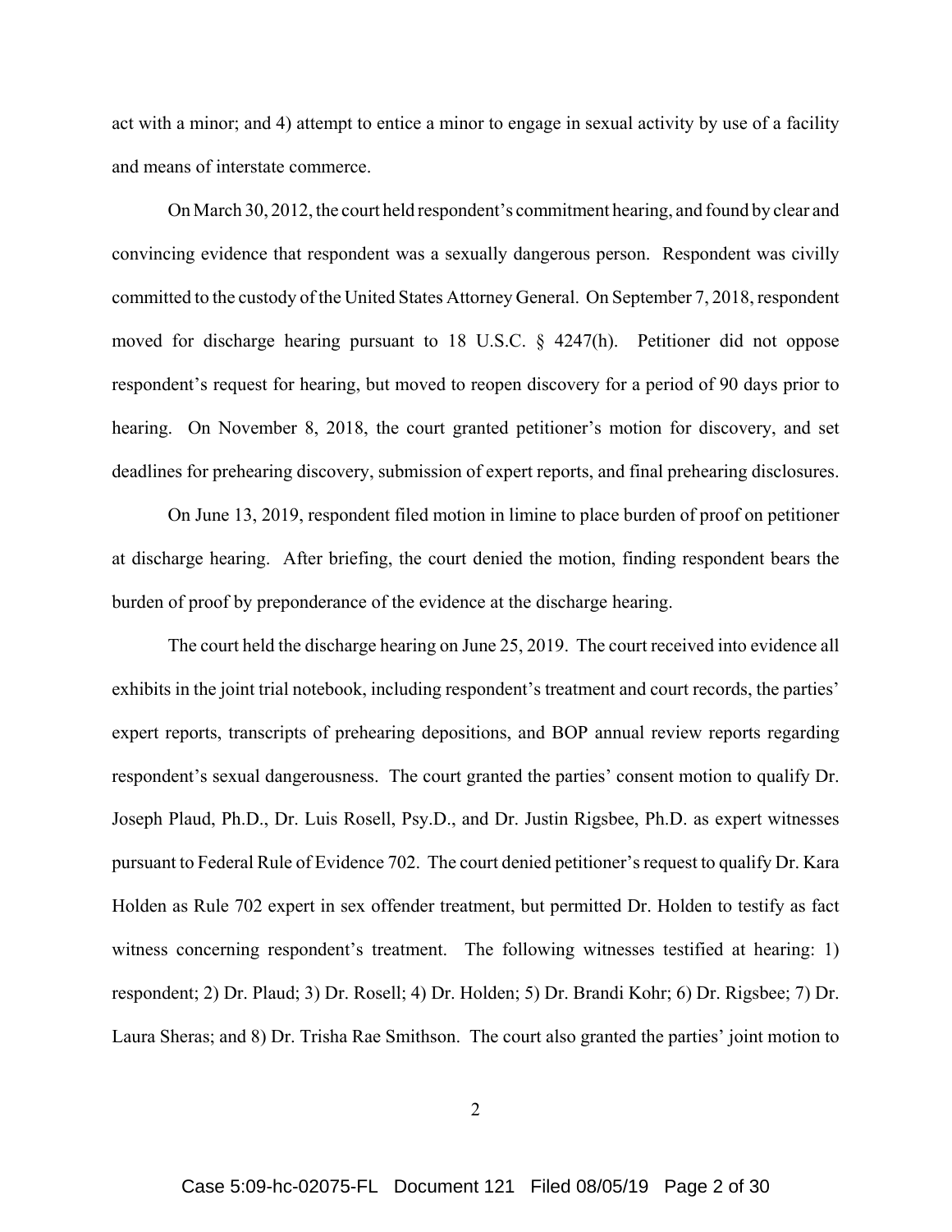act with a minor; and 4) attempt to entice a minor to engage in sexual activity by use of a facility and means of interstate commerce.

On March 30, 2012, the court held respondent's commitment hearing, and found by clear and convincing evidence that respondent was a sexually dangerous person. Respondent was civilly committed to the custody of the United States Attorney General. On September 7, 2018, respondent moved for discharge hearing pursuant to 18 U.S.C. § 4247(h). Petitioner did not oppose respondent's request for hearing, but moved to reopen discovery for a period of 90 days prior to hearing. On November 8, 2018, the court granted petitioner's motion for discovery, and set deadlines for prehearing discovery, submission of expert reports, and final prehearing disclosures.

On June 13, 2019, respondent filed motion in limine to place burden of proof on petitioner at discharge hearing. After briefing, the court denied the motion, finding respondent bears the burden of proof by preponderance of the evidence at the discharge hearing.

The court held the discharge hearing on June 25, 2019. The court received into evidence all exhibits in the joint trial notebook, including respondent's treatment and court records, the parties' expert reports, transcripts of prehearing depositions, and BOP annual review reports regarding respondent's sexual dangerousness. The court granted the parties' consent motion to qualify Dr. Joseph Plaud, Ph.D., Dr. Luis Rosell, Psy.D., and Dr. Justin Rigsbee, Ph.D. as expert witnesses pursuant to Federal Rule of Evidence 702. The court denied petitioner's request to qualify Dr. Kara Holden as Rule 702 expert in sex offender treatment, but permitted Dr. Holden to testify as fact witness concerning respondent's treatment. The following witnesses testified at hearing: 1) respondent; 2) Dr. Plaud; 3) Dr. Rosell; 4) Dr. Holden; 5) Dr. Brandi Kohr; 6) Dr. Rigsbee; 7) Dr. Laura Sheras; and 8) Dr. Trisha Rae Smithson. The court also granted the parties' joint motion to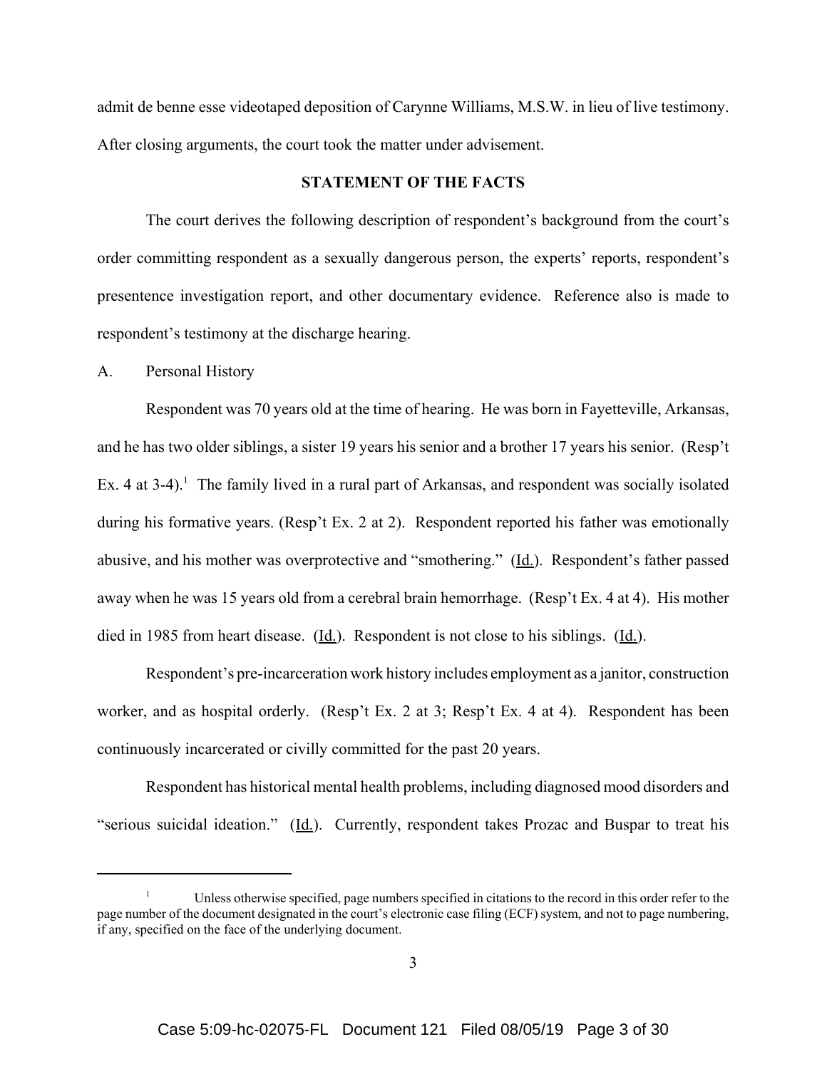admit de benne esse videotaped deposition of Carynne Williams, M.S.W. in lieu of live testimony. After closing arguments, the court took the matter under advisement.

## STATEMENT OF THE FACTS

The court derives the following description of respondent's background from the court's order committing respondent as a sexually dangerous person, the experts' reports, respondent's presentence investigation report, and other documentary evidence. Reference also is made to respondent's testimony at the discharge hearing.

### A. Personal History

Respondent was 70 years old at the time of hearing. He was born in Fayetteville, Arkansas, and he has two older siblings, a sister 19 years his senior and a brother 17 years his senior. (Resp't Ex. 4 at 3-4).[1] The family lived in a rural part of Arkansas, and respondent was socially isolated during his formative years. (Resp't Ex. 2 at 2). Respondent reported his father was emotionally abusive, and his mother was overprotective and "smothering." (Id.). Respondent's father passed away when he was 15 years old from a cerebral brain hemorrhage. (Resp't Ex. 4 at 4). His mother died in 1985 from heart disease. (Id.). Respondent is not close to his siblings. (Id.).

Respondent's pre-incarceration work history includes employment as a janitor, construction worker, and as hospital orderly. (Resp't Ex. 2 at 3; Resp't Ex. 4 at 4). Respondent has been continuously incarcerated or civilly committed for the past 20 years.

Respondent has historical mental health problems, including diagnosed mood disorders and "serious suicidal ideation." (Id.). Currently, respondent takes Prozac and Buspar to treat his

[1] Unless otherwise specified, page numbers specified in citations to the record in this order refer to the page number of the document designated in the court's electronic case filing (ECF) system, and not to page numbering, if any, specified on the face of the underlying document.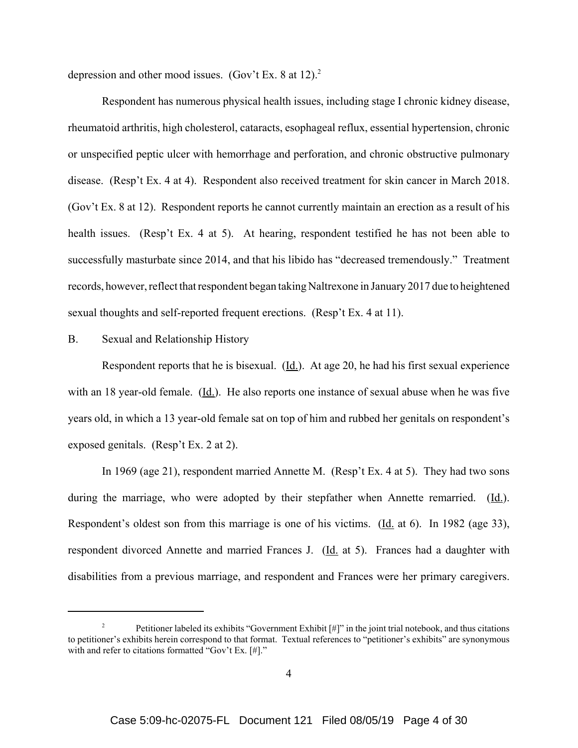depression and other mood issues. (Gov't Ex. 8 at 12).[2]

Respondent has numerous physical health issues, including stage I chronic kidney disease, rheumatoid arthritis, high cholesterol, cataracts, esophageal reflux, essential hypertension, chronic or unspecified peptic ulcer with hemorrhage and perforation, and chronic obstructive pulmonary disease. (Resp't Ex. 4 at 4). Respondent also received treatment for skin cancer in March 2018. (Gov't Ex. 8 at 12). Respondent reports he cannot currently maintain an erection as a result of his health issues. (Resp't Ex. 4 at 5). At hearing, respondent testified he has not been able to successfully masturbate since 2014, and that his libido has "decreased tremendously." Treatment records, however, reflect that respondent began taking Naltrexone in January 2017 due to heightened sexual thoughts and self-reported frequent erections. (Resp't Ex. 4 at 11).

B. Sexual and Relationship History

Respondent reports that he is bisexual. (Id.). At age 20, he had his first sexual experience with an 18 year-old female. (Id.). He also reports one instance of sexual abuse when he was five years old, in which a 13 year-old female sat on top of him and rubbed her genitals on respondent's exposed genitals. (Resp't Ex. 2 at 2).

In 1969 (age 21), respondent married Annette M. (Resp't Ex. 4 at 5). They had two sons during the marriage, who were adopted by their stepfather when Annette remarried. (Id.). Respondent's oldest son from this marriage is one of his victims. (Id. at 6). In 1982 (age 33), respondent divorced Annette and married Frances J. (Id. at 5). Frances had a daughter with disabilities from a previous marriage, and respondent and Frances were her primary caregivers.

[2] Petitioner labeled its exhibits "Government Exhibit [#]" in the joint trial notebook, and thus citations to petitioner's exhibits herein correspond to that format. Textual references to "petitioner's exhibits" are synonymous with and refer to citations formatted "Gov't Ex. [#]."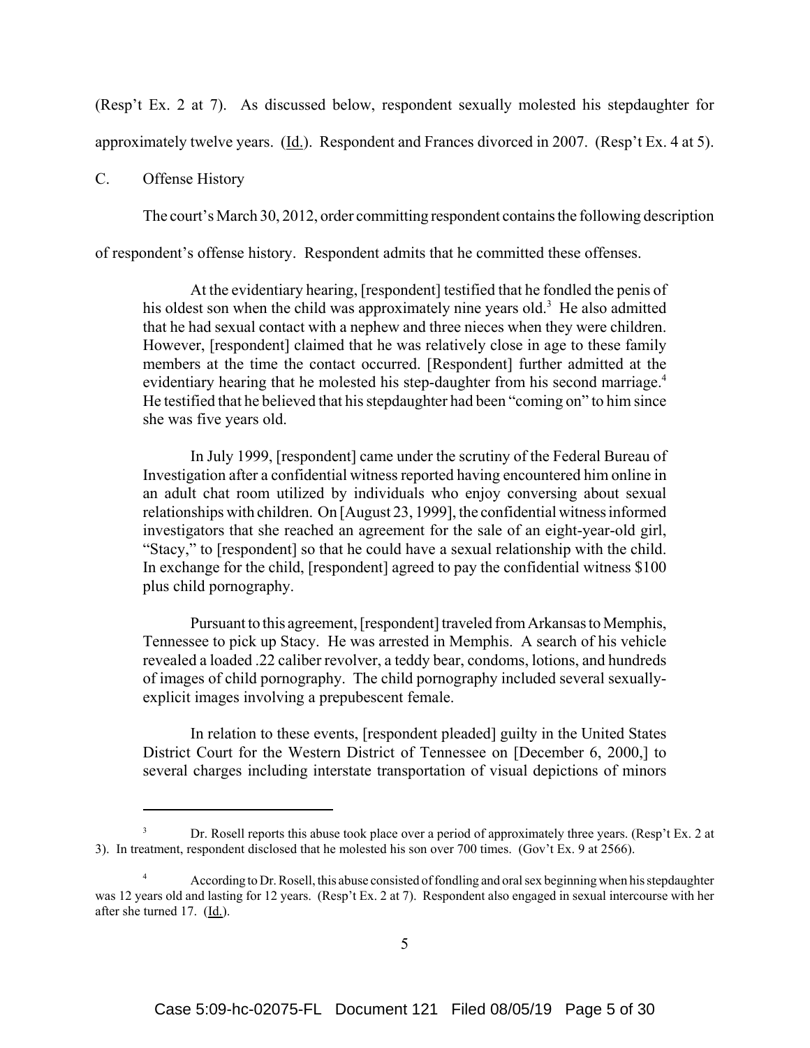(Resp't Ex. 2 at 7). As discussed below, respondent sexually molested his stepdaughter for approximately twelve years. (Id.). Respondent and Frances divorced in 2007. (Resp't Ex. 4 at 5).

C. Offense History

The court's March 30, 2012, order committing respondent contains the following description of respondent's offense history. Respondent admits that he committed these offenses.

> At the evidentiary hearing, [respondent] testified that he fondled the penis of his oldest son when the child was approximately nine years old.[3] He also admitted that he had sexual contact with a nephew and three nieces when they were children. However, [respondent] claimed that he was relatively close in age to these family members at the time the contact occurred. [Respondent] further admitted at the evidentiary hearing that he molested his step-daughter from his second marriage.[4] He testified that he believed that his stepdaughter had been "coming on" to him since she was five years old.
>
> In July 1999, [respondent] came under the scrutiny of the Federal Bureau of Investigation after a confidential witness reported having encountered him online in an adult chat room utilized by individuals who enjoy conversing about sexual relationships with children. On [August 23, 1999], the confidential witness informed investigators that she reached an agreement for the sale of an eight-year-old girl, "Stacy," to [respondent] so that he could have a sexual relationship with the child. In exchange for the child, [respondent] agreed to pay the confidential witness $100 plus child pornography.
>
> Pursuant to this agreement, [respondent] traveled from Arkansas to Memphis, Tennessee to pick up Stacy. He was arrested in Memphis. A search of his vehicle revealed a loaded .22 caliber revolver, a teddy bear, condoms, lotions, and hundreds of images of child pornography. The child pornography included several sexually-explicit images involving a prepubescent female.
>
> In relation to these events, [respondent pleaded] guilty in the United States District Court for the Western District of Tennessee on [December 6, 2000,] to several charges including interstate transportation of visual depictions of minors

---

[3] Dr. Rosell reports this abuse took place over a period of approximately three years. (Resp't Ex. 2 at 3). In treatment, respondent disclosed that he molested his son over 700 times. (Gov't Ex. 9 at 2566).

[4] According to Dr. Rosell, this abuse consisted of fondling and oral sex beginning when his stepdaughter was 12 years old and lasting for 12 years. (Resp't Ex. 2 at 7). Respondent also engaged in sexual intercourse with her after she turned 17. (Id.).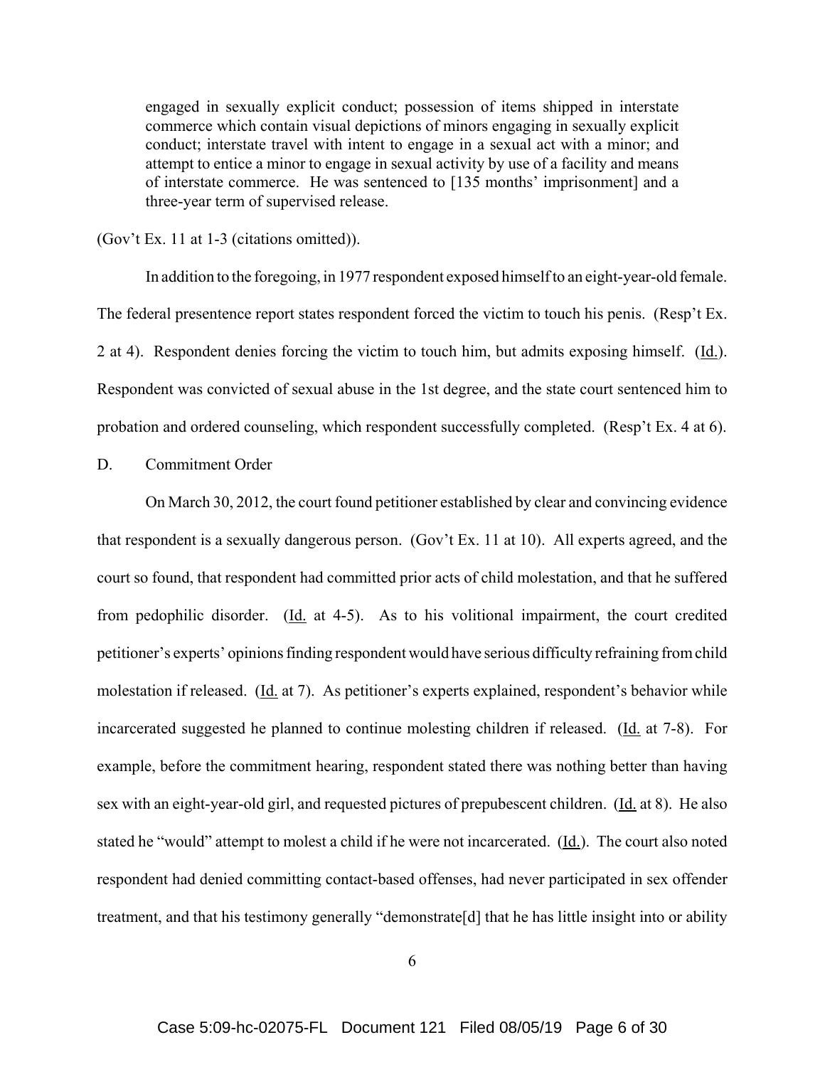> engaged in sexually explicit conduct; possession of items shipped in interstate commerce which contain visual depictions of minors engaging in sexually explicit conduct; interstate travel with intent to engage in a sexual act with a minor; and attempt to entice a minor to engage in sexual activity by use of a facility and means of interstate commerce. He was sentenced to [135 months' imprisonment] and a three-year term of supervised release.

(Gov't Ex. 11 at 1-3 (citations omitted)).

In addition to the foregoing, in 1977 respondent exposed himself to an eight-year-old female. The federal presentence report states respondent forced the victim to touch his penis. (Resp't Ex. 2 at 4). Respondent denies forcing the victim to touch him, but admits exposing himself. (Id.). Respondent was convicted of sexual abuse in the 1st degree, and the state court sentenced him to probation and ordered counseling, which respondent successfully completed. (Resp't Ex. 4 at 6).

D. Commitment Order

On March 30, 2012, the court found petitioner established by clear and convincing evidence that respondent is a sexually dangerous person. (Gov't Ex. 11 at 10). All experts agreed, and the court so found, that respondent had committed prior acts of child molestation, and that he suffered from pedophilic disorder. (Id. at 4-5). As to his volitional impairment, the court credited petitioner's experts' opinions finding respondent would have serious difficulty refraining from child molestation if released. (Id. at 7). As petitioner's experts explained, respondent's behavior while incarcerated suggested he planned to continue molesting children if released. (Id. at 7-8). For example, before the commitment hearing, respondent stated there was nothing better than having sex with an eight-year-old girl, and requested pictures of prepubescent children. (Id. at 8). He also stated he "would" attempt to molest a child if he were not incarcerated. (Id.). The court also noted respondent had denied committing contact-based offenses, had never participated in sex offender treatment, and that his testimony generally "demonstrate[d] that he has little insight into or ability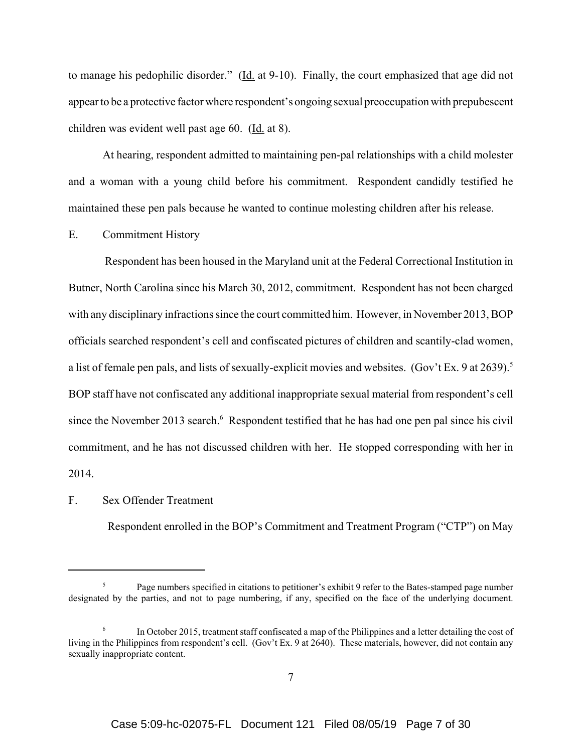to manage his pedophilic disorder." (Id. at 9-10). Finally, the court emphasized that age did not appear to be a protective factor where respondent's ongoing sexual preoccupation with prepubescent children was evident well past age 60. (Id. at 8).

At hearing, respondent admitted to maintaining pen-pal relationships with a child molester and a woman with a young child before his commitment. Respondent candidly testified he maintained these pen pals because he wanted to continue molesting children after his release.

E. Commitment History

Respondent has been housed in the Maryland unit at the Federal Correctional Institution in Butner, North Carolina since his March 30, 2012, commitment. Respondent has not been charged with any disciplinary infractions since the court committed him. However, in November 2013, BOP officials searched respondent's cell and confiscated pictures of children and scantily-clad women, a list of female pen pals, and lists of sexually-explicit movies and websites. (Gov't Ex. 9 at 2639).[5] BOP staff have not confiscated any additional inappropriate sexual material from respondent's cell since the November 2013 search.[6] Respondent testified that he has had one pen pal since his civil commitment, and he has not discussed children with her. He stopped corresponding with her in 2014.

F. Sex Offender Treatment

Respondent enrolled in the BOP's Commitment and Treatment Program ("CTP") on May

---

[5] Page numbers specified in citations to petitioner's exhibit 9 refer to the Bates-stamped page number designated by the parties, and not to page numbering, if any, specified on the face of the underlying document.

[6] In October 2015, treatment staff confiscated a map of the Philippines and a letter detailing the cost of living in the Philippines from respondent's cell. (Gov't Ex. 9 at 2640). These materials, however, did not contain any sexually inappropriate content.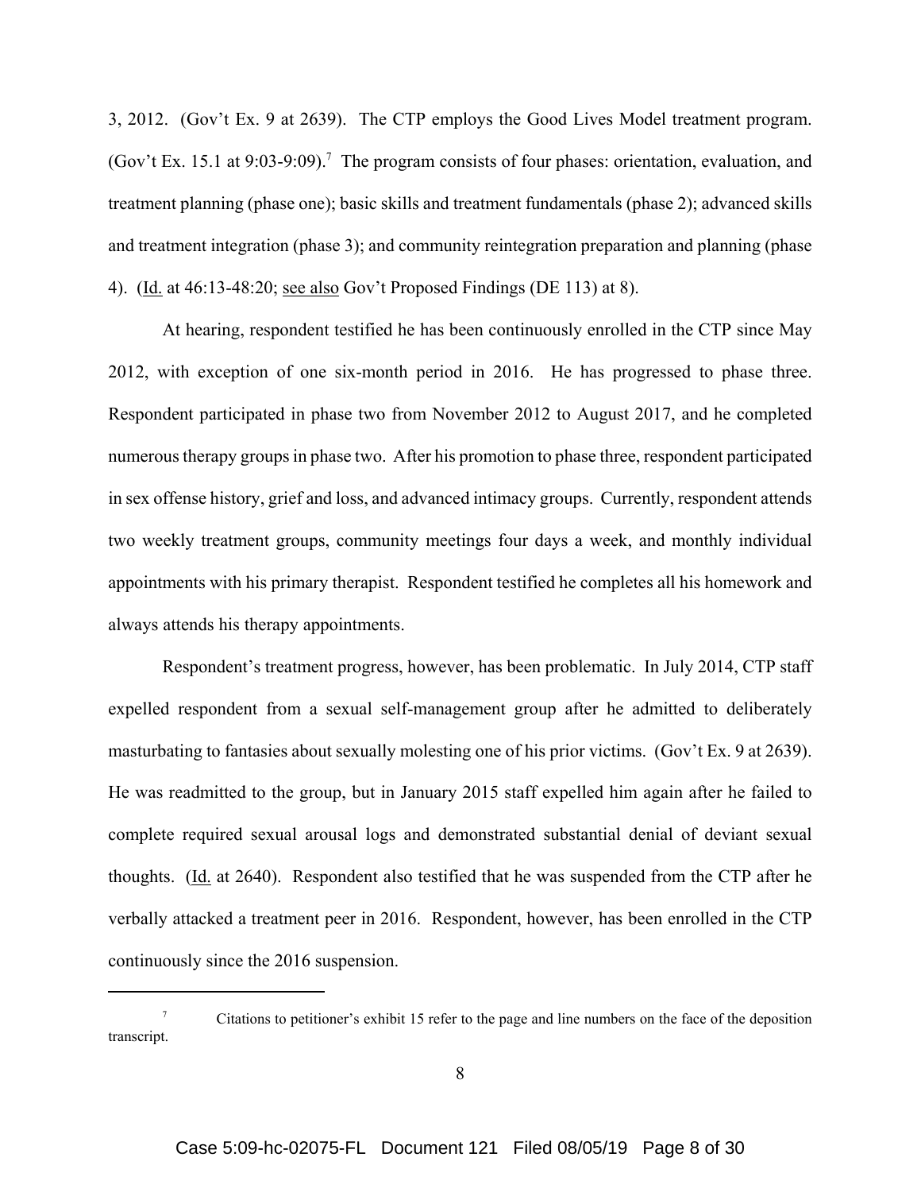3, 2012. (Gov't Ex. 9 at 2639). The CTP employs the Good Lives Model treatment program. (Gov't Ex. 15.1 at 9:03-9:09).[7] The program consists of four phases: orientation, evaluation, and treatment planning (phase one); basic skills and treatment fundamentals (phase 2); advanced skills and treatment integration (phase 3); and community reintegration preparation and planning (phase 4). (Id. at 46:13-48:20; see also Gov't Proposed Findings (DE 113) at 8).

At hearing, respondent testified he has been continuously enrolled in the CTP since May 2012, with exception of one six-month period in 2016. He has progressed to phase three. Respondent participated in phase two from November 2012 to August 2017, and he completed numerous therapy groups in phase two. After his promotion to phase three, respondent participated in sex offense history, grief and loss, and advanced intimacy groups. Currently, respondent attends two weekly treatment groups, community meetings four days a week, and monthly individual appointments with his primary therapist. Respondent testified he completes all his homework and always attends his therapy appointments.

Respondent's treatment progress, however, has been problematic. In July 2014, CTP staff expelled respondent from a sexual self-management group after he admitted to deliberately masturbating to fantasies about sexually molesting one of his prior victims. (Gov't Ex. 9 at 2639). He was readmitted to the group, but in January 2015 staff expelled him again after he failed to complete required sexual arousal logs and demonstrated substantial denial of deviant sexual thoughts. (Id. at 2640). Respondent also testified that he was suspended from the CTP after he verbally attacked a treatment peer in 2016. Respondent, however, has been enrolled in the CTP continuously since the 2016 suspension.

[7] Citations to petitioner's exhibit 15 refer to the page and line numbers on the face of the deposition transcript.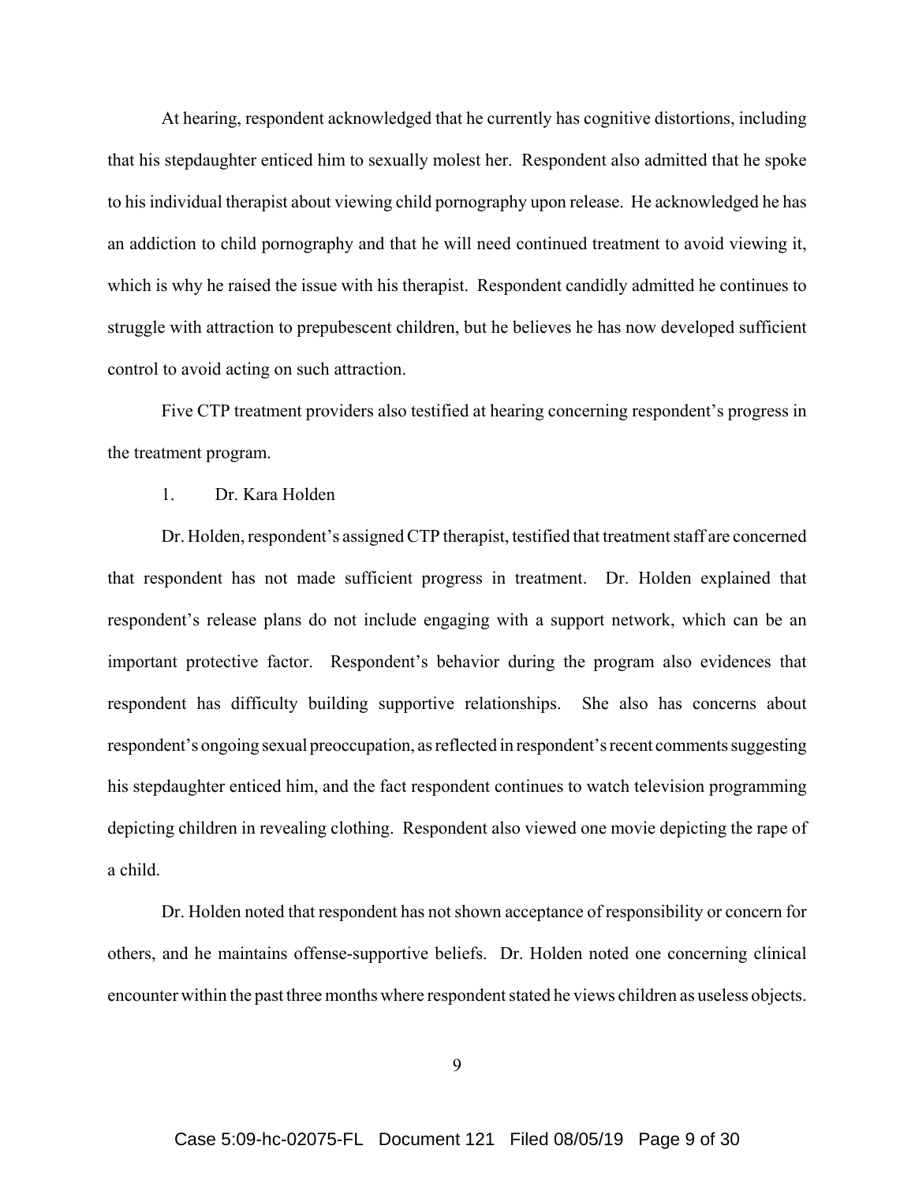At hearing, respondent acknowledged that he currently has cognitive distortions, including that his stepdaughter enticed him to sexually molest her. Respondent also admitted that he spoke to his individual therapist about viewing child pornography upon release. He acknowledged he has an addiction to child pornography and that he will need continued treatment to avoid viewing it, which is why he raised the issue with his therapist. Respondent candidly admitted he continues to struggle with attraction to prepubescent children, but he believes he has now developed sufficient control to avoid acting on such attraction.

Five CTP treatment providers also testified at hearing concerning respondent's progress in the treatment program.

1. Dr. Kara Holden

Dr. Holden, respondent's assigned CTP therapist, testified that treatment staff are concerned that respondent has not made sufficient progress in treatment. Dr. Holden explained that respondent's release plans do not include engaging with a support network, which can be an important protective factor. Respondent's behavior during the program also evidences that respondent has difficulty building supportive relationships. She also has concerns about respondent's ongoing sexual preoccupation, as reflected in respondent's recent comments suggesting his stepdaughter enticed him, and the fact respondent continues to watch television programming depicting children in revealing clothing. Respondent also viewed one movie depicting the rape of a child.

Dr. Holden noted that respondent has not shown acceptance of responsibility or concern for others, and he maintains offense-supportive beliefs. Dr. Holden noted one concerning clinical encounter within the past three months where respondent stated he views children as useless objects.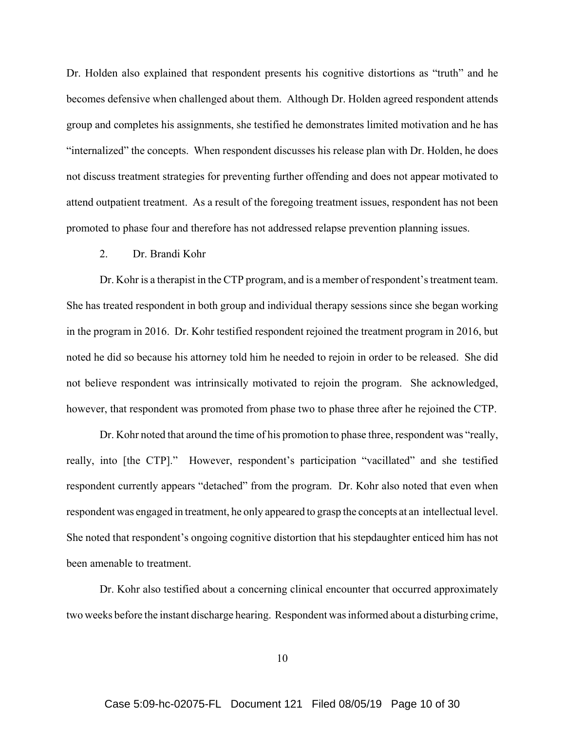Dr. Holden also explained that respondent presents his cognitive distortions as "truth" and he becomes defensive when challenged about them. Although Dr. Holden agreed respondent attends group and completes his assignments, she testified he demonstrates limited motivation and he has "internalized" the concepts. When respondent discusses his release plan with Dr. Holden, he does not discuss treatment strategies for preventing further offending and does not appear motivated to attend outpatient treatment. As a result of the foregoing treatment issues, respondent has not been promoted to phase four and therefore has not addressed relapse prevention planning issues.

2. Dr. Brandi Kohr

Dr. Kohr is a therapist in the CTP program, and is a member of respondent's treatment team. She has treated respondent in both group and individual therapy sessions since she began working in the program in 2016. Dr. Kohr testified respondent rejoined the treatment program in 2016, but noted he did so because his attorney told him he needed to rejoin in order to be released. She did not believe respondent was intrinsically motivated to rejoin the program. She acknowledged, however, that respondent was promoted from phase two to phase three after he rejoined the CTP.

Dr. Kohr noted that around the time of his promotion to phase three, respondent was "really, really, into [the CTP]." However, respondent's participation "vacillated" and she testified respondent currently appears "detached" from the program. Dr. Kohr also noted that even when respondent was engaged in treatment, he only appeared to grasp the concepts at an intellectual level. She noted that respondent's ongoing cognitive distortion that his stepdaughter enticed him has not been amenable to treatment.

Dr. Kohr also testified about a concerning clinical encounter that occurred approximately two weeks before the instant discharge hearing. Respondent was informed about a disturbing crime,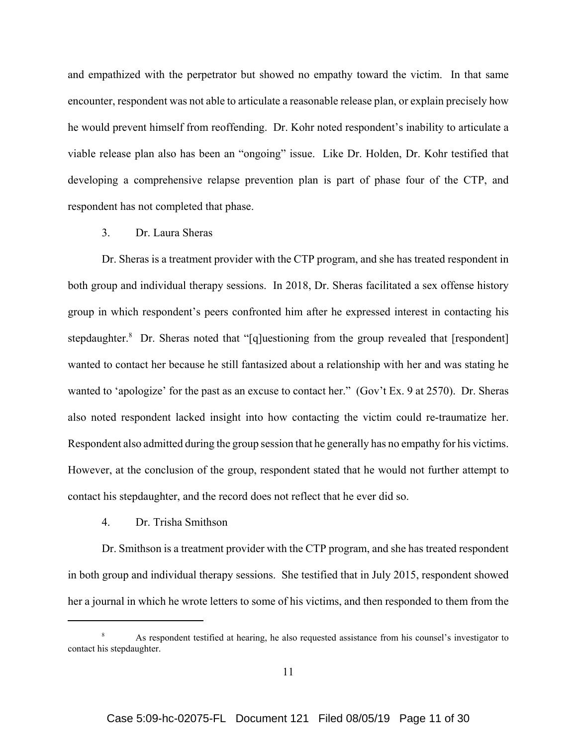and empathized with the perpetrator but showed no empathy toward the victim. In that same encounter, respondent was not able to articulate a reasonable release plan, or explain precisely how he would prevent himself from reoffending. Dr. Kohr noted respondent's inability to articulate a viable release plan also has been an "ongoing" issue. Like Dr. Holden, Dr. Kohr testified that developing a comprehensive relapse prevention plan is part of phase four of the CTP, and respondent has not completed that phase.

3. Dr. Laura Sheras

Dr. Sheras is a treatment provider with the CTP program, and she has treated respondent in both group and individual therapy sessions. In 2018, Dr. Sheras facilitated a sex offense history group in which respondent's peers confronted him after he expressed interest in contacting his stepdaughter.[8] Dr. Sheras noted that "[q]uestioning from the group revealed that [respondent] wanted to contact her because he still fantasized about a relationship with her and was stating he wanted to 'apologize' for the past as an excuse to contact her." (Gov't Ex. 9 at 2570). Dr. Sheras also noted respondent lacked insight into how contacting the victim could re-traumatize her. Respondent also admitted during the group session that he generally has no empathy for his victims. However, at the conclusion of the group, respondent stated that he would not further attempt to contact his stepdaughter, and the record does not reflect that he ever did so.

4. Dr. Trisha Smithson

Dr. Smithson is a treatment provider with the CTP program, and she has treated respondent in both group and individual therapy sessions. She testified that in July 2015, respondent showed her a journal in which he wrote letters to some of his victims, and then responded to them from the

[8] As respondent testified at hearing, he also requested assistance from his counsel's investigator to contact his stepdaughter.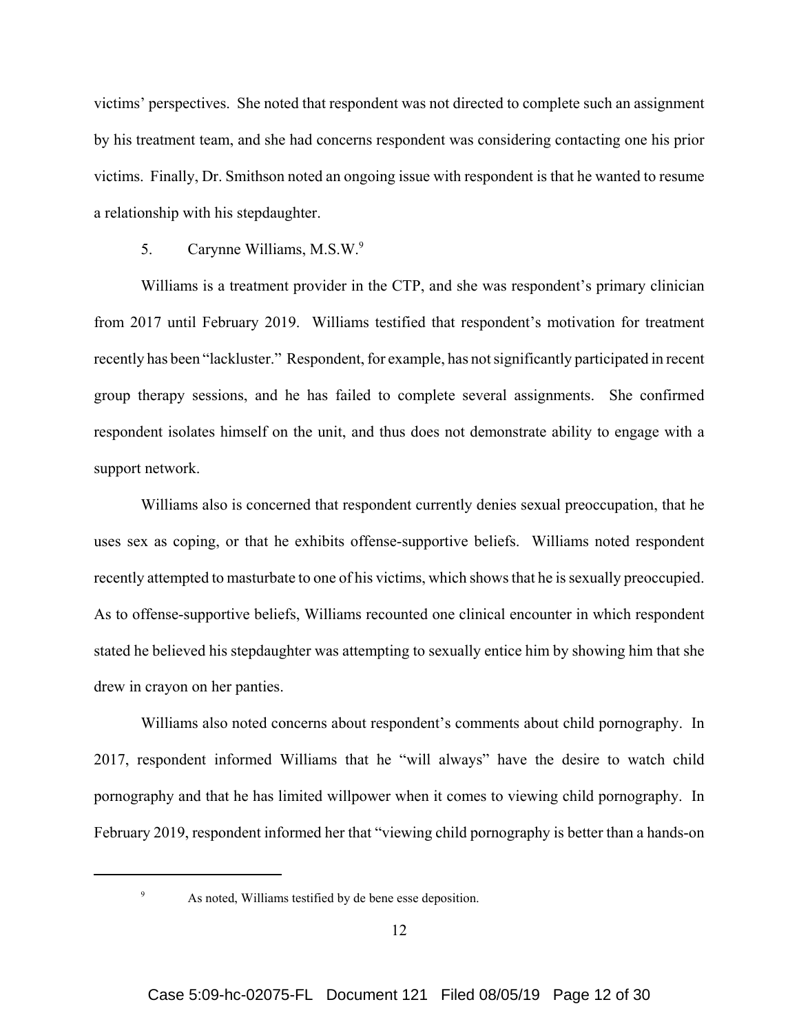victims' perspectives. She noted that respondent was not directed to complete such an assignment by his treatment team, and she had concerns respondent was considering contacting one his prior victims. Finally, Dr. Smithson noted an ongoing issue with respondent is that he wanted to resume a relationship with his stepdaughter.

5. Carynne Williams, M.S.W.[9]

Williams is a treatment provider in the CTP, and she was respondent's primary clinician from 2017 until February 2019. Williams testified that respondent's motivation for treatment recently has been "lackluster." Respondent, for example, has not significantly participated in recent group therapy sessions, and he has failed to complete several assignments. She confirmed respondent isolates himself on the unit, and thus does not demonstrate ability to engage with a support network.

Williams also is concerned that respondent currently denies sexual preoccupation, that he uses sex as coping, or that he exhibits offense-supportive beliefs. Williams noted respondent recently attempted to masturbate to one of his victims, which shows that he is sexually preoccupied. As to offense-supportive beliefs, Williams recounted one clinical encounter in which respondent stated he believed his stepdaughter was attempting to sexually entice him by showing him that she drew in crayon on her panties.

Williams also noted concerns about respondent's comments about child pornography. In 2017, respondent informed Williams that he "will always" have the desire to watch child pornography and that he has limited willpower when it comes to viewing child pornography. In February 2019, respondent informed her that "viewing child pornography is better than a hands-on

[9] As noted, Williams testified by de bene esse deposition.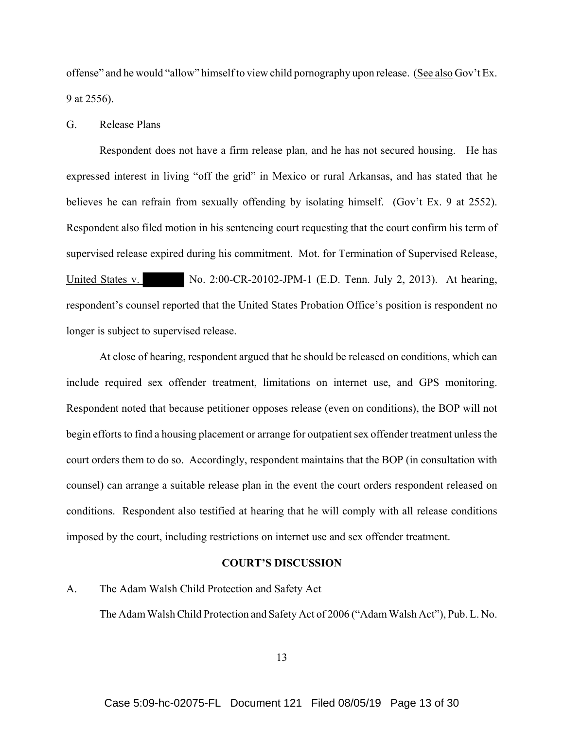offense" and he would "allow" himself to view child pornography upon release. (See also Gov't Ex. 9 at 2556).

G. Release Plans

Respondent does not have a firm release plan, and he has not secured housing. He has expressed interest in living "off the grid" in Mexico or rural Arkansas, and has stated that he believes he can refrain from sexually offending by isolating himself. (Gov't Ex. 9 at 2552). Respondent also filed motion in his sentencing court requesting that the court confirm his term of supervised release expired during his commitment. Mot. for Termination of Supervised Release, United States v. [REDACTED] No. 2:00-CR-20102-JPM-1 (E.D. Tenn. July 2, 2013). At hearing, respondent's counsel reported that the United States Probation Office's position is respondent no longer is subject to supervised release.

At close of hearing, respondent argued that he should be released on conditions, which can include required sex offender treatment, limitations on internet use, and GPS monitoring. Respondent noted that because petitioner opposes release (even on conditions), the BOP will not begin efforts to find a housing placement or arrange for outpatient sex offender treatment unless the court orders them to do so. Accordingly, respondent maintains that the BOP (in consultation with counsel) can arrange a suitable release plan in the event the court orders respondent released on conditions. Respondent also testified at hearing that he will comply with all release conditions imposed by the court, including restrictions on internet use and sex offender treatment.

## COURT'S DISCUSSION

A. The Adam Walsh Child Protection and Safety Act

The Adam Walsh Child Protection and Safety Act of 2006 ("Adam Walsh Act"), Pub. L. No.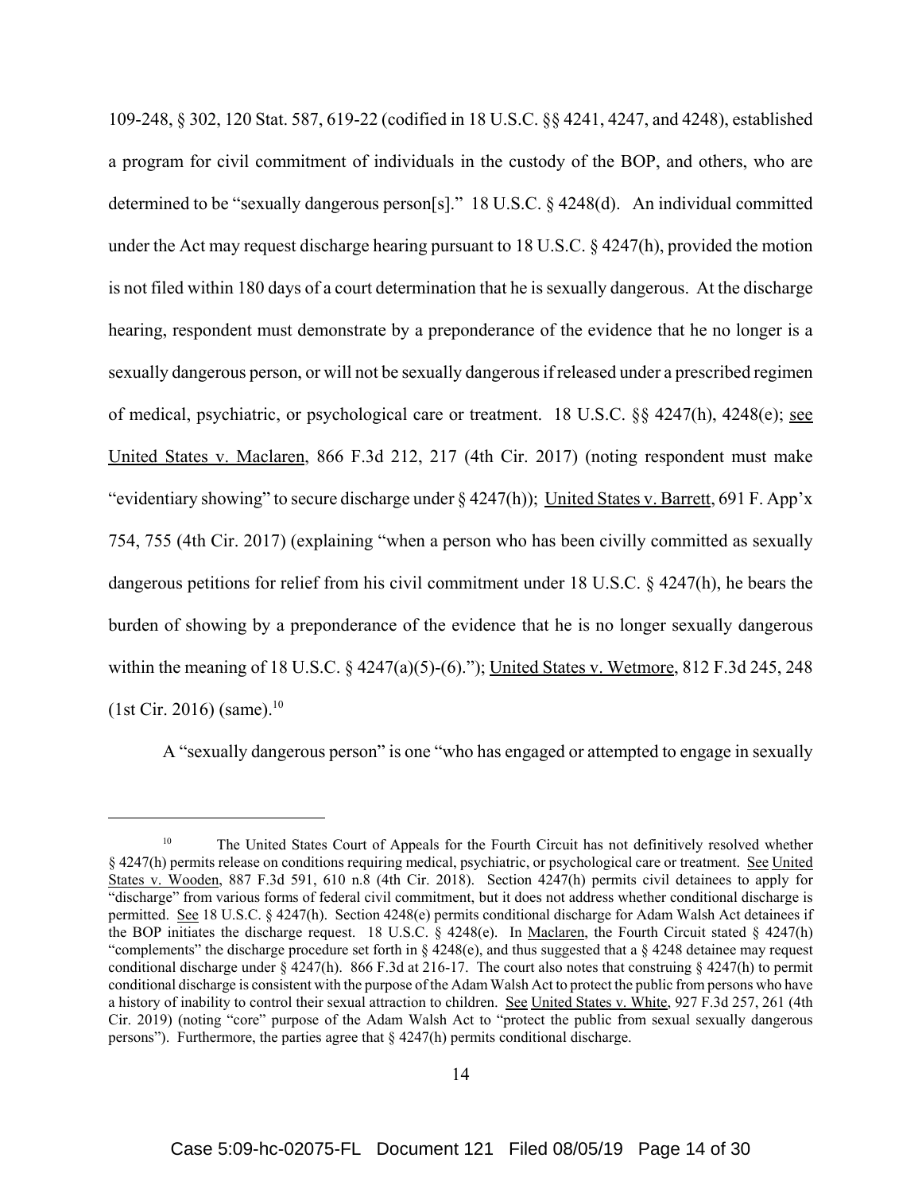109-248, § 302, 120 Stat. 587, 619-22 (codified in 18 U.S.C. §§ 4241, 4247, and 4248), established a program for civil commitment of individuals in the custody of the BOP, and others, who are determined to be "sexually dangerous person[s]." 18 U.S.C. § 4248(d). An individual committed under the Act may request discharge hearing pursuant to 18 U.S.C. § 4247(h), provided the motion is not filed within 180 days of a court determination that he is sexually dangerous. At the discharge hearing, respondent must demonstrate by a preponderance of the evidence that he no longer is a sexually dangerous person, or will not be sexually dangerous if released under a prescribed regimen of medical, psychiatric, or psychological care or treatment. 18 U.S.C. §§ 4247(h), 4248(e); see United States v. Maclaren, 866 F.3d 212, 217 (4th Cir. 2017) (noting respondent must make "evidentiary showing" to secure discharge under § 4247(h)); United States v. Barrett, 691 F. App'x 754, 755 (4th Cir. 2017) (explaining "when a person who has been civilly committed as sexually dangerous petitions for relief from his civil commitment under 18 U.S.C. § 4247(h), he bears the burden of showing by a preponderance of the evidence that he is no longer sexually dangerous within the meaning of 18 U.S.C. § 4247(a)(5)-(6)."); United States v. Wetmore, 812 F.3d 245, 248 (1st Cir. 2016) (same).[10]

A "sexually dangerous person" is one "who has engaged or attempted to engage in sexually

---

[10] The United States Court of Appeals for the Fourth Circuit has not definitively resolved whether § 4247(h) permits release on conditions requiring medical, psychiatric, or psychological care or treatment. See United States v. Wooden, 887 F.3d 591, 610 n.8 (4th Cir. 2018). Section 4247(h) permits civil detainees to apply for "discharge" from various forms of federal civil commitment, but it does not address whether conditional discharge is permitted. See 18 U.S.C. § 4247(h). Section 4248(e) permits conditional discharge for Adam Walsh Act detainees if the BOP initiates the discharge request. 18 U.S.C. § 4248(e). In Maclaren, the Fourth Circuit stated § 4247(h) "complements" the discharge procedure set forth in § 4248(e), and thus suggested that a § 4248 detainee may request conditional discharge under § 4247(h). 866 F.3d at 216-17. The court also notes that construing § 4247(h) to permit conditional discharge is consistent with the purpose of the Adam Walsh Act to protect the public from persons who have a history of inability to control their sexual attraction to children. See United States v. White, 927 F.3d 257, 261 (4th Cir. 2019) (noting "core" purpose of the Adam Walsh Act to "protect the public from sexual sexually dangerous persons"). Furthermore, the parties agree that § 4247(h) permits conditional discharge.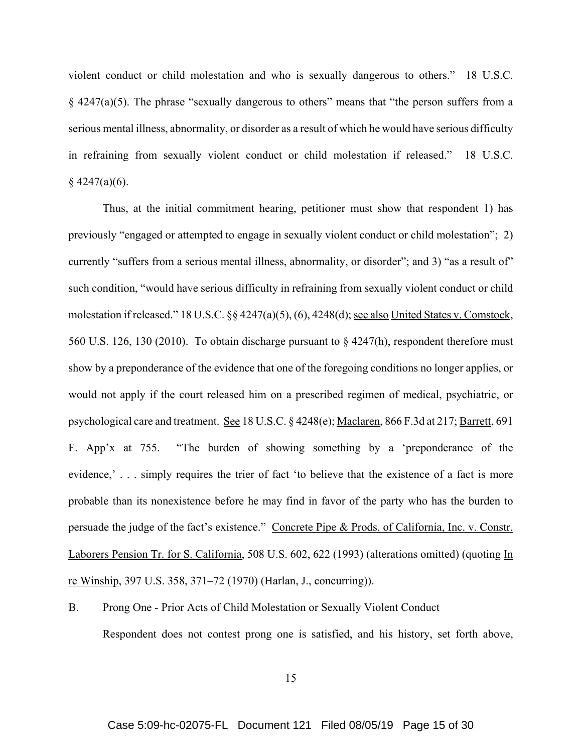violent conduct or child molestation and who is sexually dangerous to others." 18 U.S.C. § 4247(a)(5). The phrase "sexually dangerous to others" means that "the person suffers from a serious mental illness, abnormality, or disorder as a result of which he would have serious difficulty in refraining from sexually violent conduct or child molestation if released." 18 U.S.C. § 4247(a)(6).

Thus, at the initial commitment hearing, petitioner must show that respondent 1) has previously "engaged or attempted to engage in sexually violent conduct or child molestation"; 2) currently "suffers from a serious mental illness, abnormality, or disorder"; and 3) "as a result of" such condition, "would have serious difficulty in refraining from sexually violent conduct or child molestation if released." 18 U.S.C. §§ 4247(a)(5), (6), 4248(d); see also United States v. Comstock, 560 U.S. 126, 130 (2010). To obtain discharge pursuant to § 4247(h), respondent therefore must show by a preponderance of the evidence that one of the foregoing conditions no longer applies, or would not apply if the court released him on a prescribed regimen of medical, psychiatric, or psychological care and treatment. See 18 U.S.C. § 4248(e); Maclaren, 866 F.3d at 217; Barrett, 691 F. App'x at 755. "The burden of showing something by a 'preponderance of the evidence,' . . . simply requires the trier of fact 'to believe that the existence of a fact is more probable than its nonexistence before he may find in favor of the party who has the burden to persuade the judge of the fact's existence." Concrete Pipe & Prods. of California, Inc. v. Constr. Laborers Pension Tr. for S. California, 508 U.S. 602, 622 (1993) (alterations omitted) (quoting In re Winship, 397 U.S. 358, 371–72 (1970) (Harlan, J., concurring)).

B. Prong One - Prior Acts of Child Molestation or Sexually Violent Conduct

Respondent does not contest prong one is satisfied, and his history, set forth above,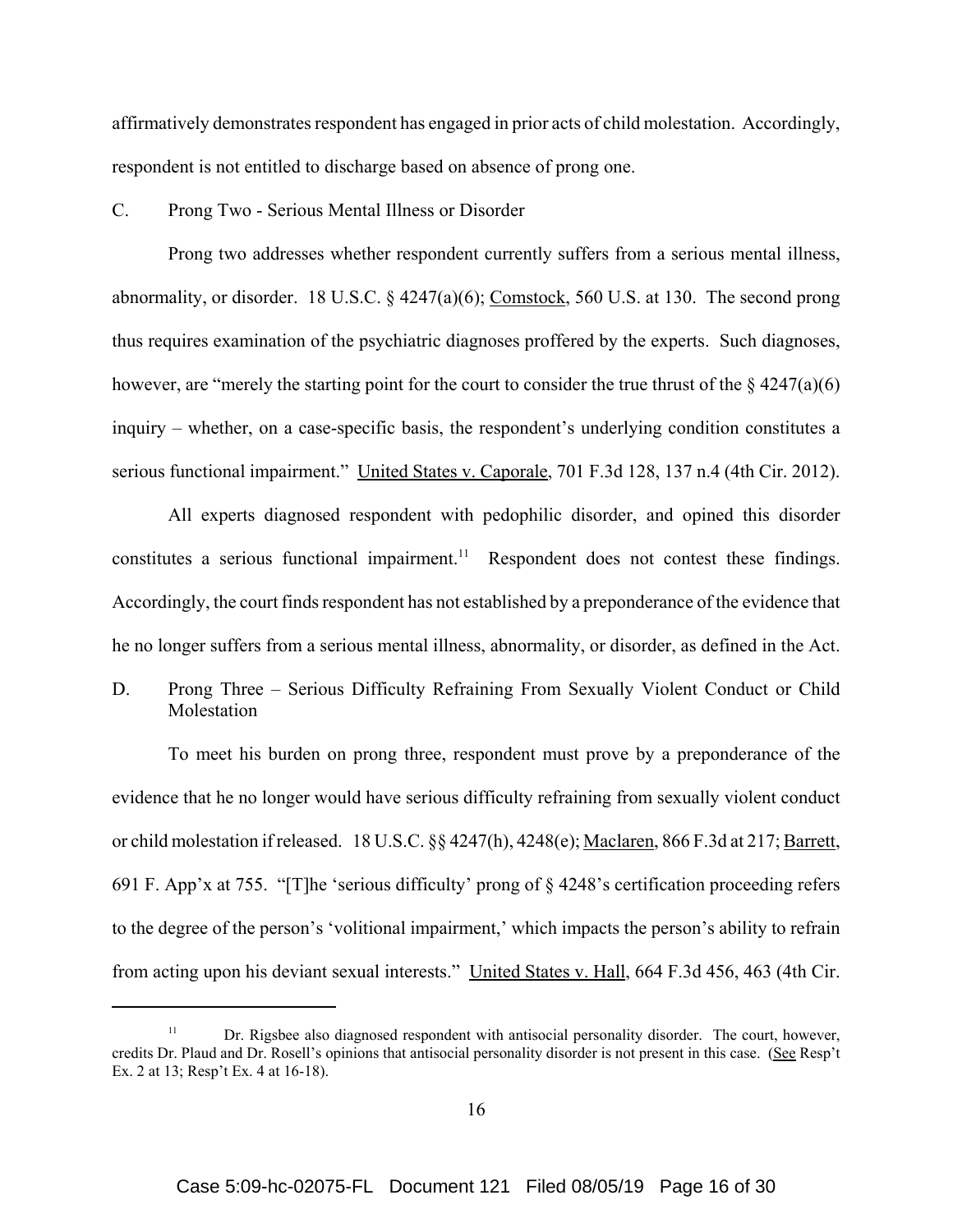affirmatively demonstrates respondent has engaged in prior acts of child molestation. Accordingly, respondent is not entitled to discharge based on absence of prong one.

C. Prong Two - Serious Mental Illness or Disorder

Prong two addresses whether respondent currently suffers from a serious mental illness, abnormality, or disorder. 18 U.S.C. § 4247(a)(6); Comstock, 560 U.S. at 130. The second prong thus requires examination of the psychiatric diagnoses proffered by the experts. Such diagnoses, however, are "merely the starting point for the court to consider the true thrust of the § 4247(a)(6) inquiry – whether, on a case-specific basis, the respondent's underlying condition constitutes a serious functional impairment." United States v. Caporale, 701 F.3d 128, 137 n.4 (4th Cir. 2012).

All experts diagnosed respondent with pedophilic disorder, and opined this disorder constitutes a serious functional impairment.[11] Respondent does not contest these findings. Accordingly, the court finds respondent has not established by a preponderance of the evidence that he no longer suffers from a serious mental illness, abnormality, or disorder, as defined in the Act.

D. Prong Three – Serious Difficulty Refraining From Sexually Violent Conduct or Child Molestation

To meet his burden on prong three, respondent must prove by a preponderance of the evidence that he no longer would have serious difficulty refraining from sexually violent conduct or child molestation if released. 18 U.S.C. §§ 4247(h), 4248(e); Maclaren, 866 F.3d at 217; Barrett, 691 F. App'x at 755. "[T]he 'serious difficulty' prong of § 4248's certification proceeding refers to the degree of the person's 'volitional impairment,' which impacts the person's ability to refrain from acting upon his deviant sexual interests." United States v. Hall, 664 F.3d 456, 463 (4th Cir.

---

[11] Dr. Rigsbee also diagnosed respondent with antisocial personality disorder. The court, however, credits Dr. Plaud and Dr. Rosell's opinions that antisocial personality disorder is not present in this case. (See Resp't Ex. 2 at 13; Resp't Ex. 4 at 16-18).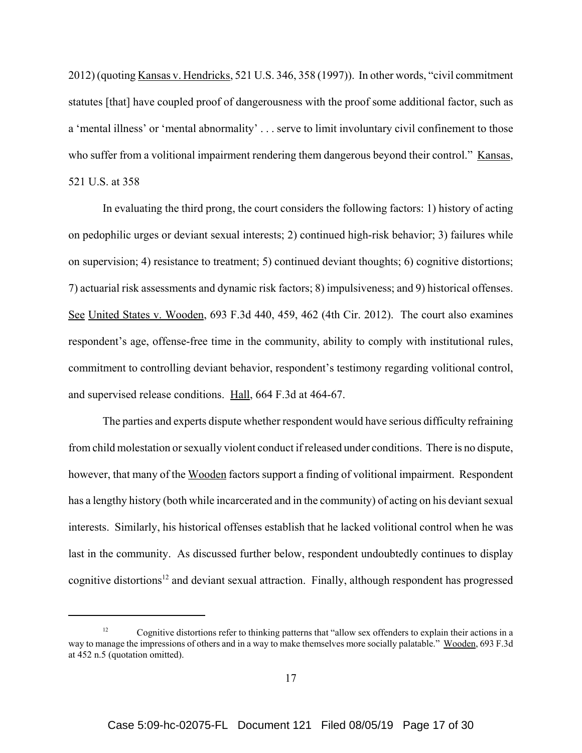2012) (quoting Kansas v. Hendricks, 521 U.S. 346, 358 (1997)). In other words, "civil commitment statutes [that] have coupled proof of dangerousness with the proof some additional factor, such as a 'mental illness' or 'mental abnormality' . . . serve to limit involuntary civil confinement to those who suffer from a volitional impairment rendering them dangerous beyond their control." Kansas, 521 U.S. at 358

In evaluating the third prong, the court considers the following factors: 1) history of acting on pedophilic urges or deviant sexual interests; 2) continued high-risk behavior; 3) failures while on supervision; 4) resistance to treatment; 5) continued deviant thoughts; 6) cognitive distortions; 7) actuarial risk assessments and dynamic risk factors; 8) impulsiveness; and 9) historical offenses. See United States v. Wooden, 693 F.3d 440, 459, 462 (4th Cir. 2012). The court also examines respondent's age, offense-free time in the community, ability to comply with institutional rules, commitment to controlling deviant behavior, respondent's testimony regarding volitional control, and supervised release conditions. Hall, 664 F.3d at 464-67.

The parties and experts dispute whether respondent would have serious difficulty refraining from child molestation or sexually violent conduct if released under conditions. There is no dispute, however, that many of the Wooden factors support a finding of volitional impairment. Respondent has a lengthy history (both while incarcerated and in the community) of acting on his deviant sexual interests. Similarly, his historical offenses establish that he lacked volitional control when he was last in the community. As discussed further below, respondent undoubtedly continues to display cognitive distortions[12] and deviant sexual attraction. Finally, although respondent has progressed

[12] Cognitive distortions refer to thinking patterns that "allow sex offenders to explain their actions in a way to manage the impressions of others and in a way to make themselves more socially palatable." Wooden, 693 F.3d at 452 n.5 (quotation omitted).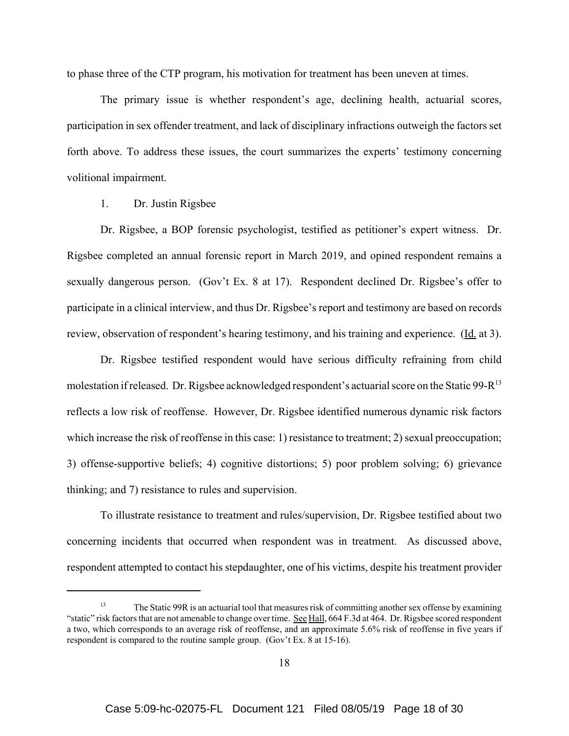to phase three of the CTP program, his motivation for treatment has been uneven at times.

The primary issue is whether respondent's age, declining health, actuarial scores, participation in sex offender treatment, and lack of disciplinary infractions outweigh the factors set forth above. To address these issues, the court summarizes the experts' testimony concerning volitional impairment.

1. Dr. Justin Rigsbee

Dr. Rigsbee, a BOP forensic psychologist, testified as petitioner's expert witness. Dr. Rigsbee completed an annual forensic report in March 2019, and opined respondent remains a sexually dangerous person. (Gov't Ex. 8 at 17). Respondent declined Dr. Rigsbee's offer to participate in a clinical interview, and thus Dr. Rigsbee's report and testimony are based on records review, observation of respondent's hearing testimony, and his training and experience. (Id. at 3).

Dr. Rigsbee testified respondent would have serious difficulty refraining from child molestation if released. Dr. Rigsbee acknowledged respondent's actuarial score on the Static 99-R[13] reflects a low risk of reoffense. However, Dr. Rigsbee identified numerous dynamic risk factors which increase the risk of reoffense in this case: 1) resistance to treatment; 2) sexual preoccupation; 3) offense-supportive beliefs; 4) cognitive distortions; 5) poor problem solving; 6) grievance thinking; and 7) resistance to rules and supervision.

To illustrate resistance to treatment and rules/supervision, Dr. Rigsbee testified about two concerning incidents that occurred when respondent was in treatment. As discussed above, respondent attempted to contact his stepdaughter, one of his victims, despite his treatment provider

[13] The Static 99R is an actuarial tool that measures risk of committing another sex offense by examining "static" risk factors that are not amenable to change over time. See Hall, 664 F.3d at 464. Dr. Rigsbee scored respondent a two, which corresponds to an average risk of reoffense, and an approximate 5.6% risk of reoffense in five years if respondent is compared to the routine sample group. (Gov't Ex. 8 at 15-16).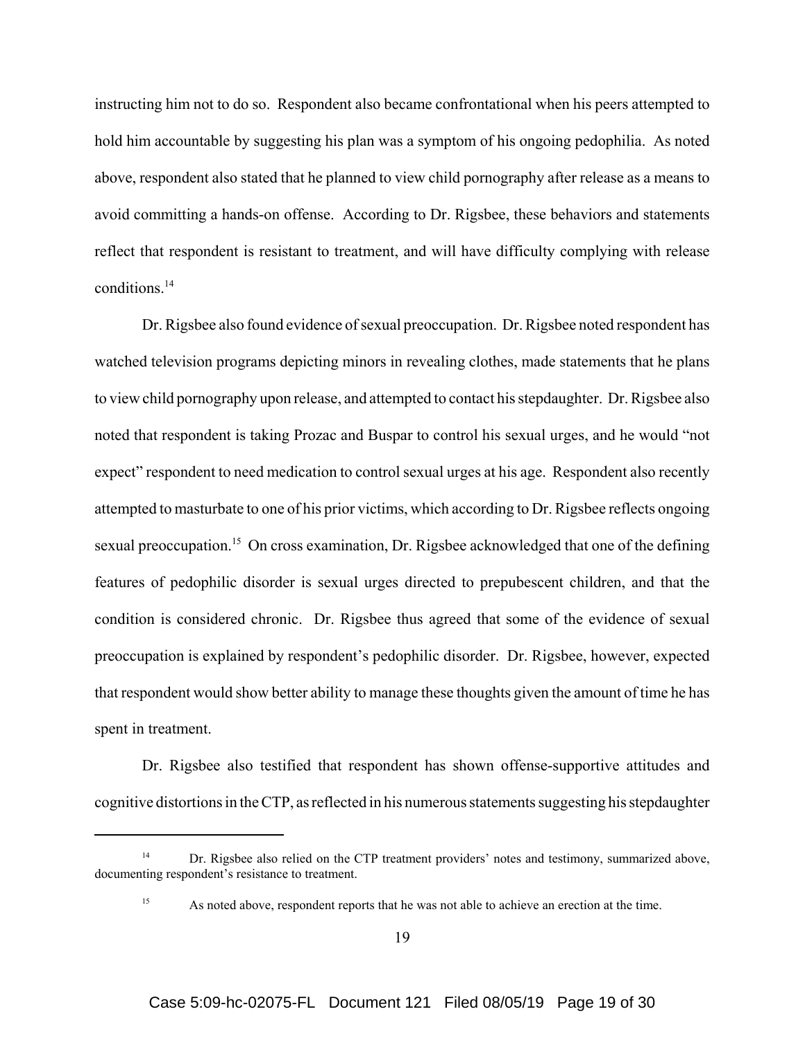instructing him not to do so. Respondent also became confrontational when his peers attempted to hold him accountable by suggesting his plan was a symptom of his ongoing pedophilia. As noted above, respondent also stated that he planned to view child pornography after release as a means to avoid committing a hands-on offense. According to Dr. Rigsbee, these behaviors and statements reflect that respondent is resistant to treatment, and will have difficulty complying with release conditions.[14]

Dr. Rigsbee also found evidence of sexual preoccupation. Dr. Rigsbee noted respondent has watched television programs depicting minors in revealing clothes, made statements that he plans to view child pornography upon release, and attempted to contact his stepdaughter. Dr. Rigsbee also noted that respondent is taking Prozac and Buspar to control his sexual urges, and he would "not expect" respondent to need medication to control sexual urges at his age. Respondent also recently attempted to masturbate to one of his prior victims, which according to Dr. Rigsbee reflects ongoing sexual preoccupation.[15] On cross examination, Dr. Rigsbee acknowledged that one of the defining features of pedophilic disorder is sexual urges directed to prepubescent children, and that the condition is considered chronic. Dr. Rigsbee thus agreed that some of the evidence of sexual preoccupation is explained by respondent's pedophilic disorder. Dr. Rigsbee, however, expected that respondent would show better ability to manage these thoughts given the amount of time he has spent in treatment.

Dr. Rigsbee also testified that respondent has shown offense-supportive attitudes and cognitive distortions in the CTP, as reflected in his numerous statements suggesting his stepdaughter

---

[14] Dr. Rigsbee also relied on the CTP treatment providers' notes and testimony, summarized above, documenting respondent's resistance to treatment.

[15] As noted above, respondent reports that he was not able to achieve an erection at the time.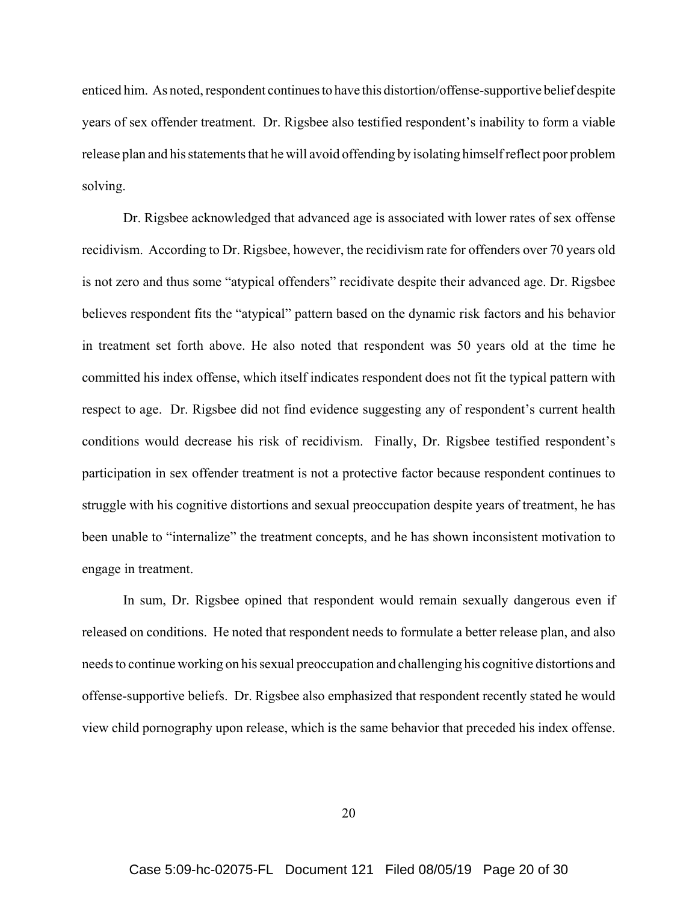enticed him. As noted, respondent continues to have this distortion/offense-supportive belief despite years of sex offender treatment. Dr. Rigsbee also testified respondent's inability to form a viable release plan and his statements that he will avoid offending by isolating himself reflect poor problem solving.

Dr. Rigsbee acknowledged that advanced age is associated with lower rates of sex offense recidivism. According to Dr. Rigsbee, however, the recidivism rate for offenders over 70 years old is not zero and thus some "atypical offenders" recidivate despite their advanced age. Dr. Rigsbee believes respondent fits the "atypical" pattern based on the dynamic risk factors and his behavior in treatment set forth above. He also noted that respondent was 50 years old at the time he committed his index offense, which itself indicates respondent does not fit the typical pattern with respect to age. Dr. Rigsbee did not find evidence suggesting any of respondent's current health conditions would decrease his risk of recidivism. Finally, Dr. Rigsbee testified respondent's participation in sex offender treatment is not a protective factor because respondent continues to struggle with his cognitive distortions and sexual preoccupation despite years of treatment, he has been unable to "internalize" the treatment concepts, and he has shown inconsistent motivation to engage in treatment.

In sum, Dr. Rigsbee opined that respondent would remain sexually dangerous even if released on conditions. He noted that respondent needs to formulate a better release plan, and also needs to continue working on his sexual preoccupation and challenging his cognitive distortions and offense-supportive beliefs. Dr. Rigsbee also emphasized that respondent recently stated he would view child pornography upon release, which is the same behavior that preceded his index offense.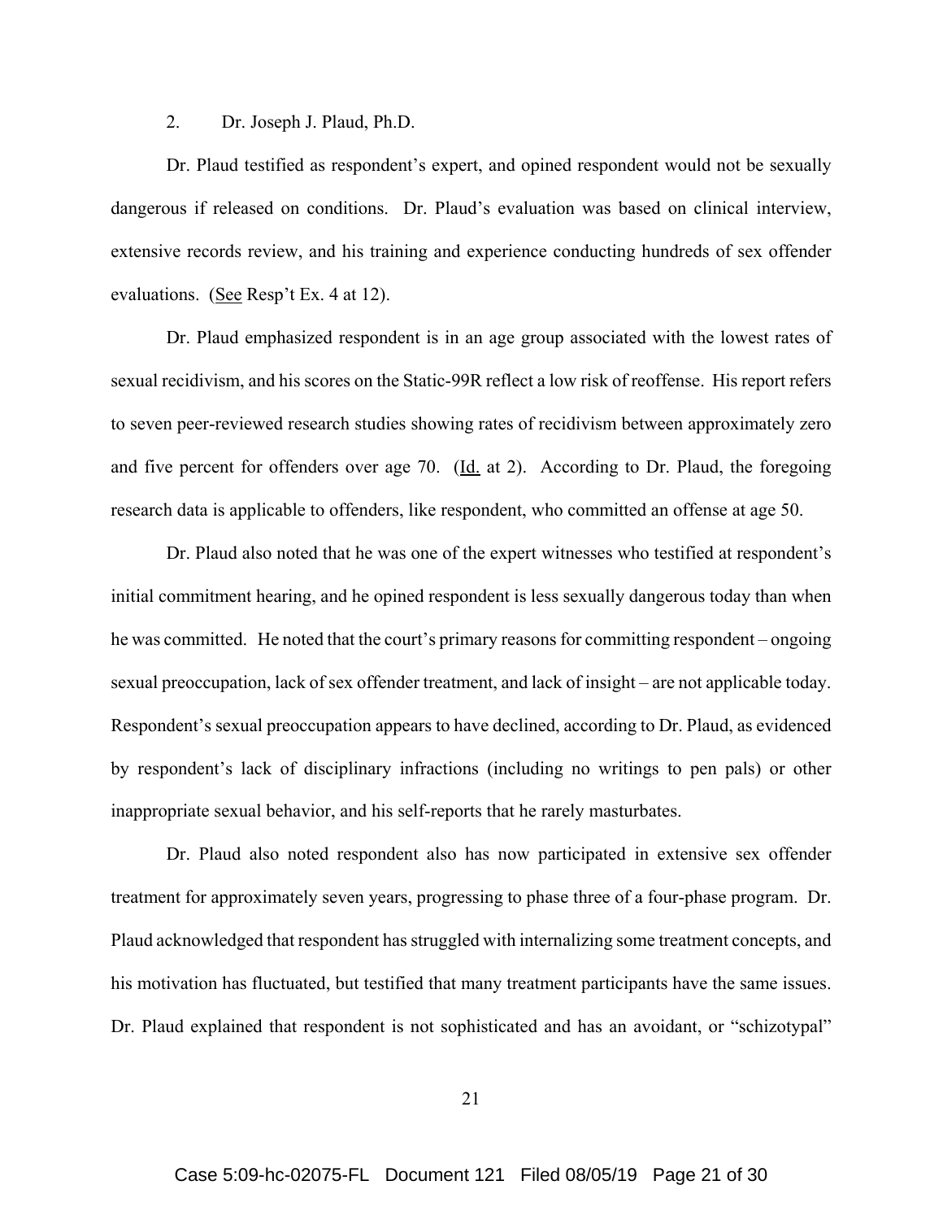2. Dr. Joseph J. Plaud, Ph.D.

Dr. Plaud testified as respondent's expert, and opined respondent would not be sexually dangerous if released on conditions. Dr. Plaud's evaluation was based on clinical interview, extensive records review, and his training and experience conducting hundreds of sex offender evaluations. (See Resp't Ex. 4 at 12).

Dr. Plaud emphasized respondent is in an age group associated with the lowest rates of sexual recidivism, and his scores on the Static-99R reflect a low risk of reoffense. His report refers to seven peer-reviewed research studies showing rates of recidivism between approximately zero and five percent for offenders over age 70. (Id. at 2). According to Dr. Plaud, the foregoing research data is applicable to offenders, like respondent, who committed an offense at age 50.

Dr. Plaud also noted that he was one of the expert witnesses who testified at respondent's initial commitment hearing, and he opined respondent is less sexually dangerous today than when he was committed. He noted that the court's primary reasons for committing respondent – ongoing sexual preoccupation, lack of sex offender treatment, and lack of insight – are not applicable today. Respondent's sexual preoccupation appears to have declined, according to Dr. Plaud, as evidenced by respondent's lack of disciplinary infractions (including no writings to pen pals) or other inappropriate sexual behavior, and his self-reports that he rarely masturbates.

Dr. Plaud also noted respondent also has now participated in extensive sex offender treatment for approximately seven years, progressing to phase three of a four-phase program. Dr. Plaud acknowledged that respondent has struggled with internalizing some treatment concepts, and his motivation has fluctuated, but testified that many treatment participants have the same issues. Dr. Plaud explained that respondent is not sophisticated and has an avoidant, or "schizotypal"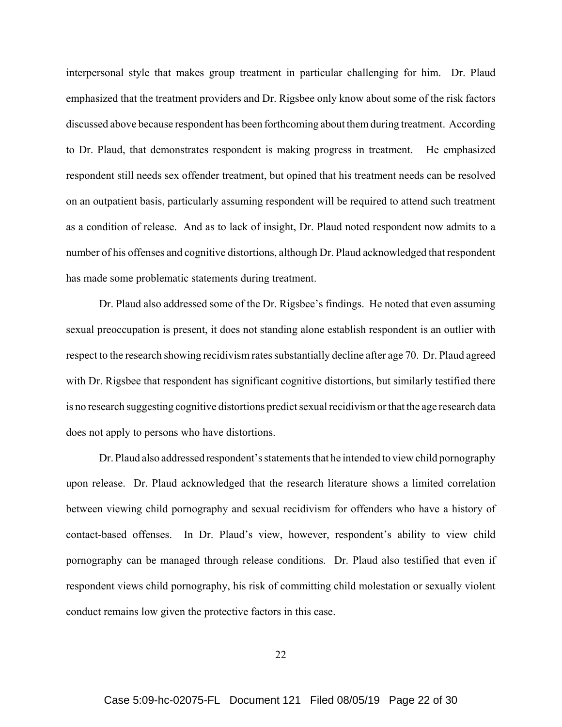interpersonal style that makes group treatment in particular challenging for him. Dr. Plaud emphasized that the treatment providers and Dr. Rigsbee only know about some of the risk factors discussed above because respondent has been forthcoming about them during treatment. According to Dr. Plaud, that demonstrates respondent is making progress in treatment. He emphasized respondent still needs sex offender treatment, but opined that his treatment needs can be resolved on an outpatient basis, particularly assuming respondent will be required to attend such treatment as a condition of release. And as to lack of insight, Dr. Plaud noted respondent now admits to a number of his offenses and cognitive distortions, although Dr. Plaud acknowledged that respondent has made some problematic statements during treatment.

Dr. Plaud also addressed some of the Dr. Rigsbee's findings. He noted that even assuming sexual preoccupation is present, it does not standing alone establish respondent is an outlier with respect to the research showing recidivism rates substantially decline after age 70. Dr. Plaud agreed with Dr. Rigsbee that respondent has significant cognitive distortions, but similarly testified there is no research suggesting cognitive distortions predict sexual recidivism or that the age research data does not apply to persons who have distortions.

Dr. Plaud also addressed respondent's statements that he intended to view child pornography upon release. Dr. Plaud acknowledged that the research literature shows a limited correlation between viewing child pornography and sexual recidivism for offenders who have a history of contact-based offenses. In Dr. Plaud's view, however, respondent's ability to view child pornography can be managed through release conditions. Dr. Plaud also testified that even if respondent views child pornography, his risk of committing child molestation or sexually violent conduct remains low given the protective factors in this case.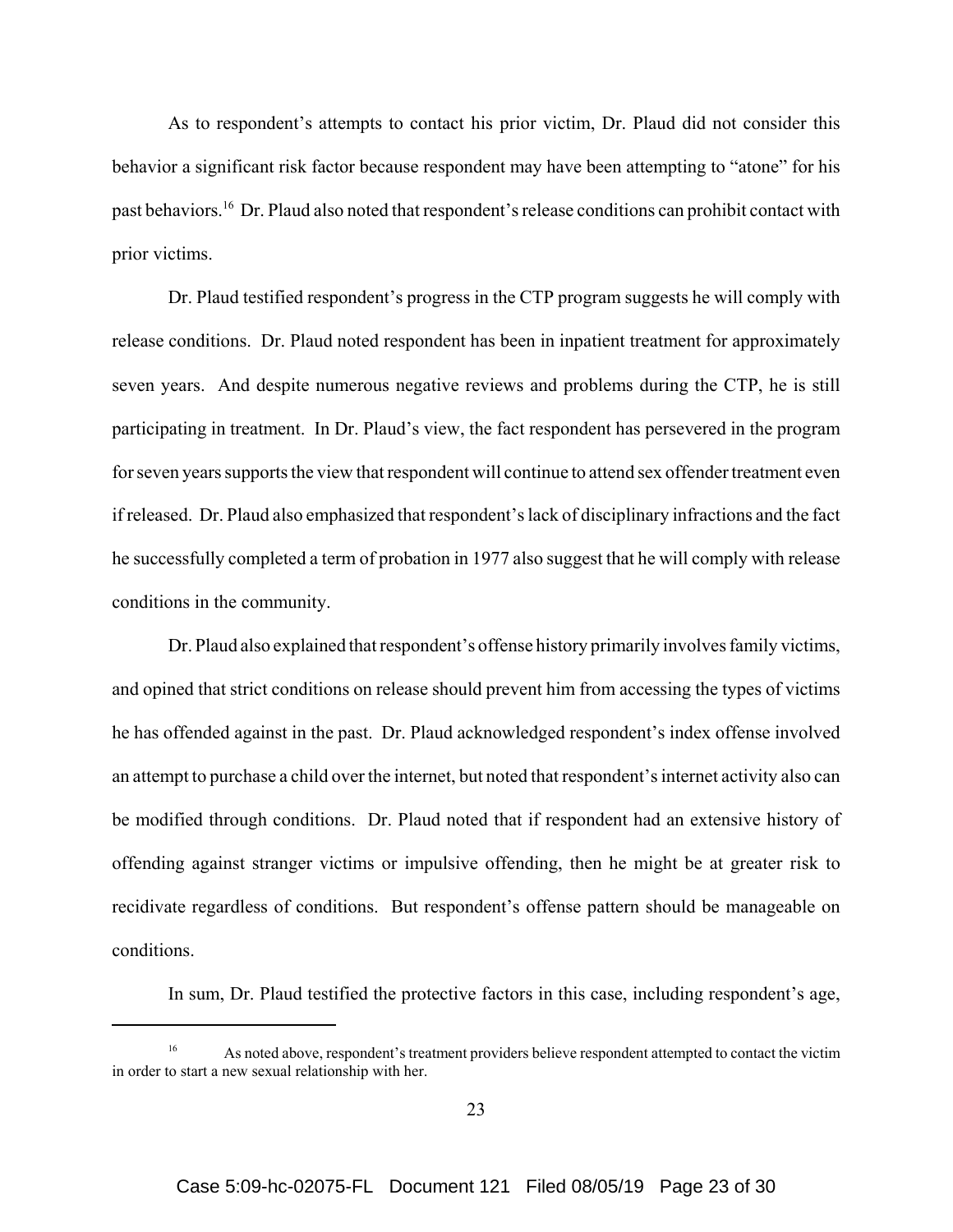As to respondent's attempts to contact his prior victim, Dr. Plaud did not consider this behavior a significant risk factor because respondent may have been attempting to "atone" for his past behaviors.[16] Dr. Plaud also noted that respondent's release conditions can prohibit contact with prior victims.

Dr. Plaud testified respondent's progress in the CTP program suggests he will comply with release conditions. Dr. Plaud noted respondent has been in inpatient treatment for approximately seven years. And despite numerous negative reviews and problems during the CTP, he is still participating in treatment. In Dr. Plaud's view, the fact respondent has persevered in the program for seven years supports the view that respondent will continue to attend sex offender treatment even if released. Dr. Plaud also emphasized that respondent's lack of disciplinary infractions and the fact he successfully completed a term of probation in 1977 also suggest that he will comply with release conditions in the community.

Dr. Plaud also explained that respondent's offense history primarily involves family victims, and opined that strict conditions on release should prevent him from accessing the types of victims he has offended against in the past. Dr. Plaud acknowledged respondent's index offense involved an attempt to purchase a child over the internet, but noted that respondent's internet activity also can be modified through conditions. Dr. Plaud noted that if respondent had an extensive history of offending against stranger victims or impulsive offending, then he might be at greater risk to recidivate regardless of conditions. But respondent's offense pattern should be manageable on conditions.

In sum, Dr. Plaud testified the protective factors in this case, including respondent's age,

---

[16] As noted above, respondent's treatment providers believe respondent attempted to contact the victim in order to start a new sexual relationship with her.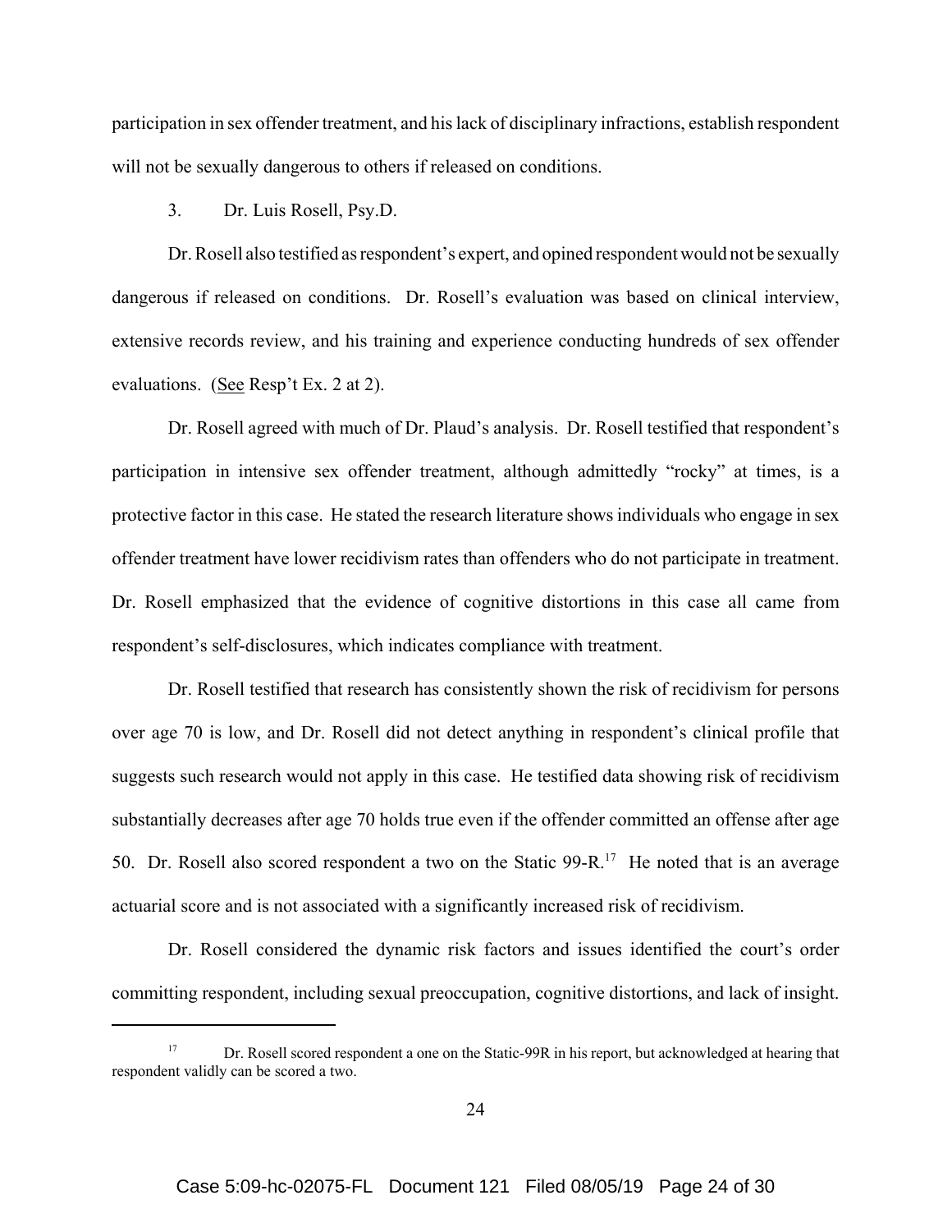participation in sex offender treatment, and his lack of disciplinary infractions, establish respondent will not be sexually dangerous to others if released on conditions.

3. Dr. Luis Rosell, Psy.D.

Dr. Rosell also testified as respondent's expert, and opined respondent would not be sexually dangerous if released on conditions. Dr. Rosell's evaluation was based on clinical interview, extensive records review, and his training and experience conducting hundreds of sex offender evaluations. (See Resp't Ex. 2 at 2).

Dr. Rosell agreed with much of Dr. Plaud's analysis. Dr. Rosell testified that respondent's participation in intensive sex offender treatment, although admittedly "rocky" at times, is a protective factor in this case. He stated the research literature shows individuals who engage in sex offender treatment have lower recidivism rates than offenders who do not participate in treatment. Dr. Rosell emphasized that the evidence of cognitive distortions in this case all came from respondent's self-disclosures, which indicates compliance with treatment.

Dr. Rosell testified that research has consistently shown the risk of recidivism for persons over age 70 is low, and Dr. Rosell did not detect anything in respondent's clinical profile that suggests such research would not apply in this case. He testified data showing risk of recidivism substantially decreases after age 70 holds true even if the offender committed an offense after age 50. Dr. Rosell also scored respondent a two on the Static 99-R.[17] He noted that is an average actuarial score and is not associated with a significantly increased risk of recidivism.

Dr. Rosell considered the dynamic risk factors and issues identified the court's order committing respondent, including sexual preoccupation, cognitive distortions, and lack of insight.

[17] Dr. Rosell scored respondent a one on the Static-99R in his report, but acknowledged at hearing that respondent validly can be scored a two.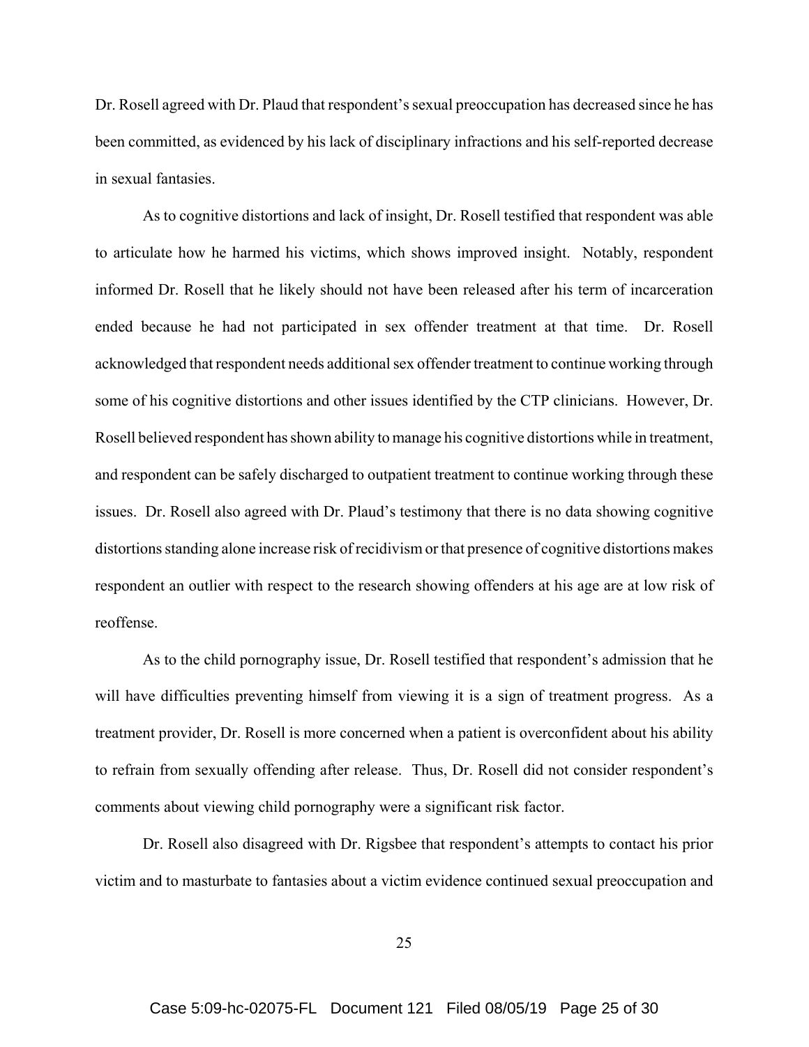Dr. Rosell agreed with Dr. Plaud that respondent's sexual preoccupation has decreased since he has been committed, as evidenced by his lack of disciplinary infractions and his self-reported decrease in sexual fantasies.

As to cognitive distortions and lack of insight, Dr. Rosell testified that respondent was able to articulate how he harmed his victims, which shows improved insight. Notably, respondent informed Dr. Rosell that he likely should not have been released after his term of incarceration ended because he had not participated in sex offender treatment at that time. Dr. Rosell acknowledged that respondent needs additional sex offender treatment to continue working through some of his cognitive distortions and other issues identified by the CTP clinicians. However, Dr. Rosell believed respondent has shown ability to manage his cognitive distortions while in treatment, and respondent can be safely discharged to outpatient treatment to continue working through these issues. Dr. Rosell also agreed with Dr. Plaud's testimony that there is no data showing cognitive distortions standing alone increase risk of recidivism or that presence of cognitive distortions makes respondent an outlier with respect to the research showing offenders at his age are at low risk of reoffense.

As to the child pornography issue, Dr. Rosell testified that respondent's admission that he will have difficulties preventing himself from viewing it is a sign of treatment progress. As a treatment provider, Dr. Rosell is more concerned when a patient is overconfident about his ability to refrain from sexually offending after release. Thus, Dr. Rosell did not consider respondent's comments about viewing child pornography were a significant risk factor.

Dr. Rosell also disagreed with Dr. Rigsbee that respondent's attempts to contact his prior victim and to masturbate to fantasies about a victim evidence continued sexual preoccupation and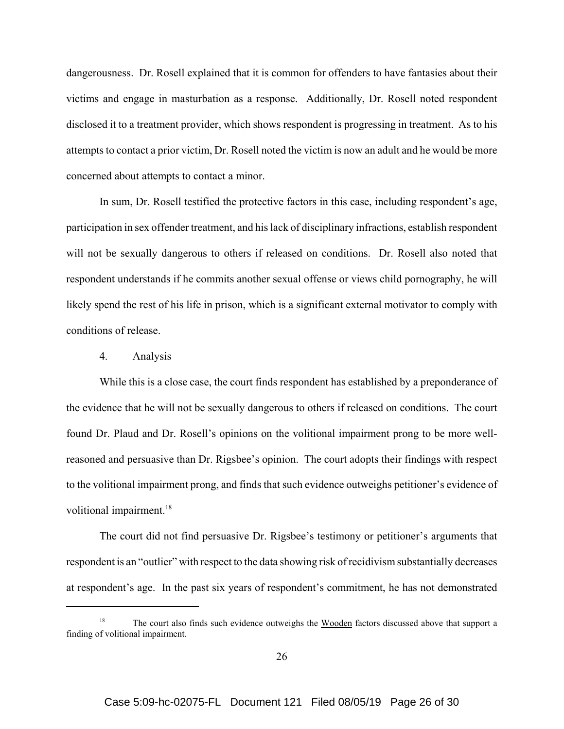dangerousness. Dr. Rosell explained that it is common for offenders to have fantasies about their victims and engage in masturbation as a response. Additionally, Dr. Rosell noted respondent disclosed it to a treatment provider, which shows respondent is progressing in treatment. As to his attempts to contact a prior victim, Dr. Rosell noted the victim is now an adult and he would be more concerned about attempts to contact a minor.

In sum, Dr. Rosell testified the protective factors in this case, including respondent's age, participation in sex offender treatment, and his lack of disciplinary infractions, establish respondent will not be sexually dangerous to others if released on conditions. Dr. Rosell also noted that respondent understands if he commits another sexual offense or views child pornography, he will likely spend the rest of his life in prison, which is a significant external motivator to comply with conditions of release.

4. Analysis

While this is a close case, the court finds respondent has established by a preponderance of the evidence that he will not be sexually dangerous to others if released on conditions. The court found Dr. Plaud and Dr. Rosell's opinions on the volitional impairment prong to be more well-reasoned and persuasive than Dr. Rigsbee's opinion. The court adopts their findings with respect to the volitional impairment prong, and finds that such evidence outweighs petitioner's evidence of volitional impairment.[18]

The court did not find persuasive Dr. Rigsbee's testimony or petitioner's arguments that respondent is an "outlier" with respect to the data showing risk of recidivism substantially decreases at respondent's age. In the past six years of respondent's commitment, he has not demonstrated

---

[18] The court also finds such evidence outweighs the Wooden factors discussed above that support a finding of volitional impairment.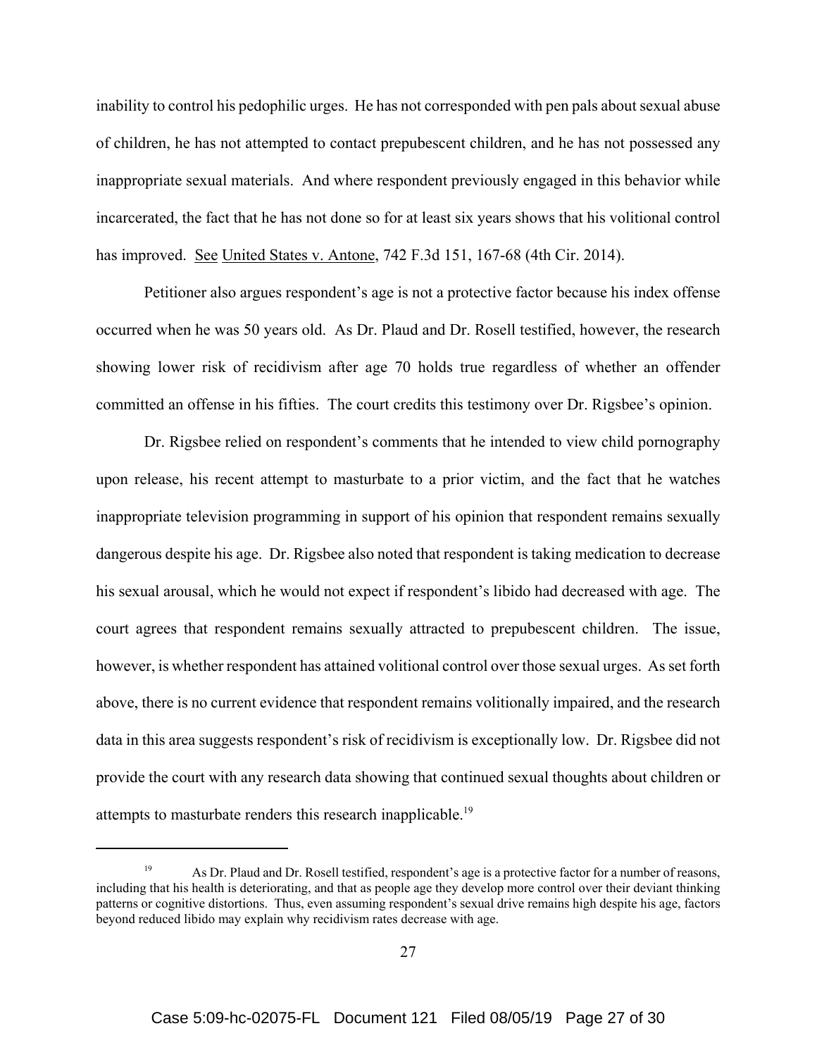inability to control his pedophilic urges. He has not corresponded with pen pals about sexual abuse of children, he has not attempted to contact prepubescent children, and he has not possessed any inappropriate sexual materials. And where respondent previously engaged in this behavior while incarcerated, the fact that he has not done so for at least six years shows that his volitional control has improved. See United States v. Antone, 742 F.3d 151, 167-68 (4th Cir. 2014).

Petitioner also argues respondent's age is not a protective factor because his index offense occurred when he was 50 years old. As Dr. Plaud and Dr. Rosell testified, however, the research showing lower risk of recidivism after age 70 holds true regardless of whether an offender committed an offense in his fifties. The court credits this testimony over Dr. Rigsbee's opinion.

Dr. Rigsbee relied on respondent's comments that he intended to view child pornography upon release, his recent attempt to masturbate to a prior victim, and the fact that he watches inappropriate television programming in support of his opinion that respondent remains sexually dangerous despite his age. Dr. Rigsbee also noted that respondent is taking medication to decrease his sexual arousal, which he would not expect if respondent's libido had decreased with age. The court agrees that respondent remains sexually attracted to prepubescent children. The issue, however, is whether respondent has attained volitional control over those sexual urges. As set forth above, there is no current evidence that respondent remains volitionally impaired, and the research data in this area suggests respondent's risk of recidivism is exceptionally low. Dr. Rigsbee did not provide the court with any research data showing that continued sexual thoughts about children or attempts to masturbate renders this research inapplicable.[19]

[19] As Dr. Plaud and Dr. Rosell testified, respondent's age is a protective factor for a number of reasons, including that his health is deteriorating, and that as people age they develop more control over their deviant thinking patterns or cognitive distortions. Thus, even assuming respondent's sexual drive remains high despite his age, factors beyond reduced libido may explain why recidivism rates decrease with age.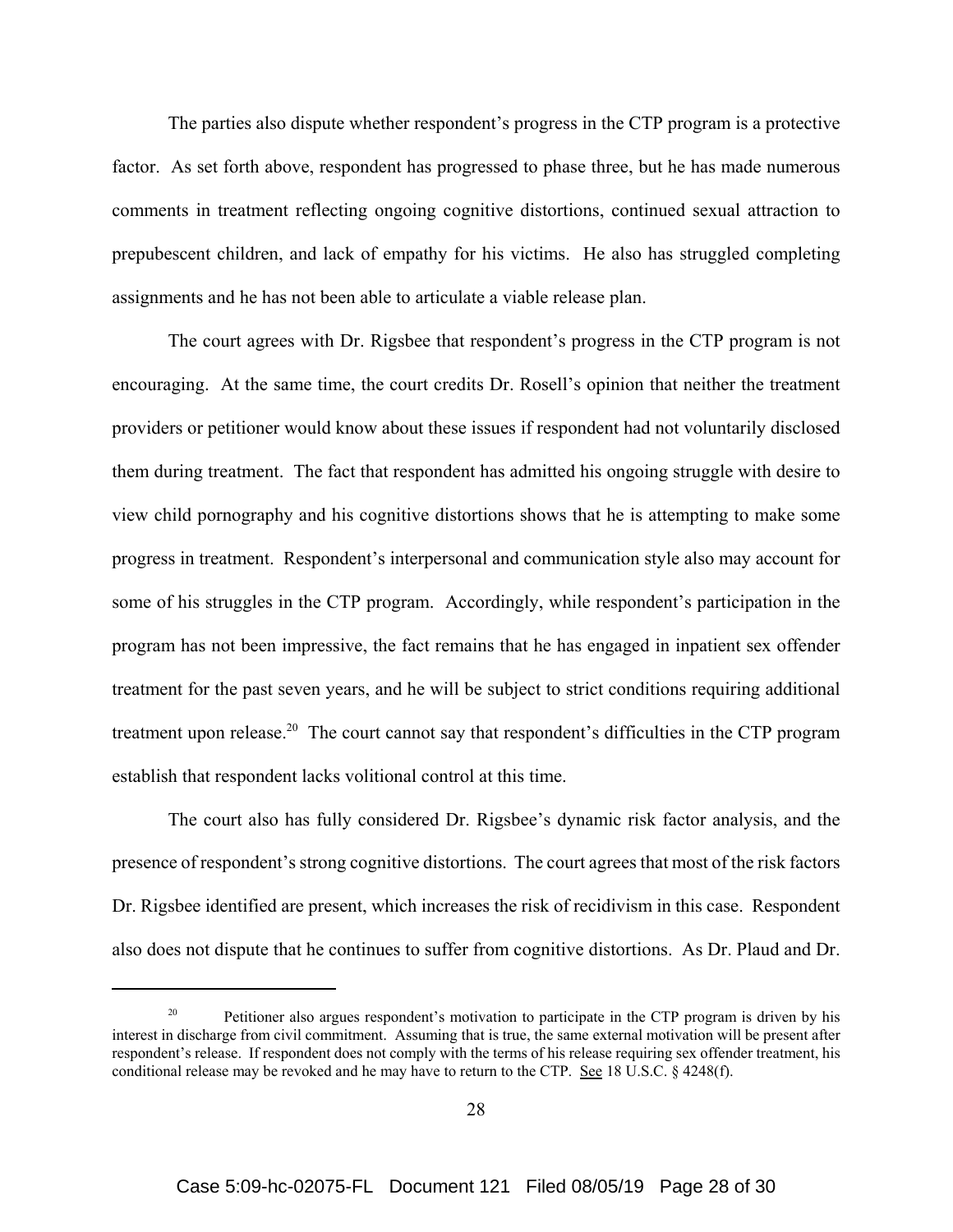The parties also dispute whether respondent's progress in the CTP program is a protective factor. As set forth above, respondent has progressed to phase three, but he has made numerous comments in treatment reflecting ongoing cognitive distortions, continued sexual attraction to prepubescent children, and lack of empathy for his victims. He also has struggled completing assignments and he has not been able to articulate a viable release plan.

The court agrees with Dr. Rigsbee that respondent's progress in the CTP program is not encouraging. At the same time, the court credits Dr. Rosell's opinion that neither the treatment providers or petitioner would know about these issues if respondent had not voluntarily disclosed them during treatment. The fact that respondent has admitted his ongoing struggle with desire to view child pornography and his cognitive distortions shows that he is attempting to make some progress in treatment. Respondent's interpersonal and communication style also may account for some of his struggles in the CTP program. Accordingly, while respondent's participation in the program has not been impressive, the fact remains that he has engaged in inpatient sex offender treatment for the past seven years, and he will be subject to strict conditions requiring additional treatment upon release.[20] The court cannot say that respondent's difficulties in the CTP program establish that respondent lacks volitional control at this time.

The court also has fully considered Dr. Rigsbee's dynamic risk factor analysis, and the presence of respondent's strong cognitive distortions. The court agrees that most of the risk factors Dr. Rigsbee identified are present, which increases the risk of recidivism in this case. Respondent also does not dispute that he continues to suffer from cognitive distortions. As Dr. Plaud and Dr.

---

[20] Petitioner also argues respondent's motivation to participate in the CTP program is driven by his interest in discharge from civil commitment. Assuming that is true, the same external motivation will be present after respondent's release. If respondent does not comply with the terms of his release requiring sex offender treatment, his conditional release may be revoked and he may have to return to the CTP. See 18 U.S.C. § 4248(f).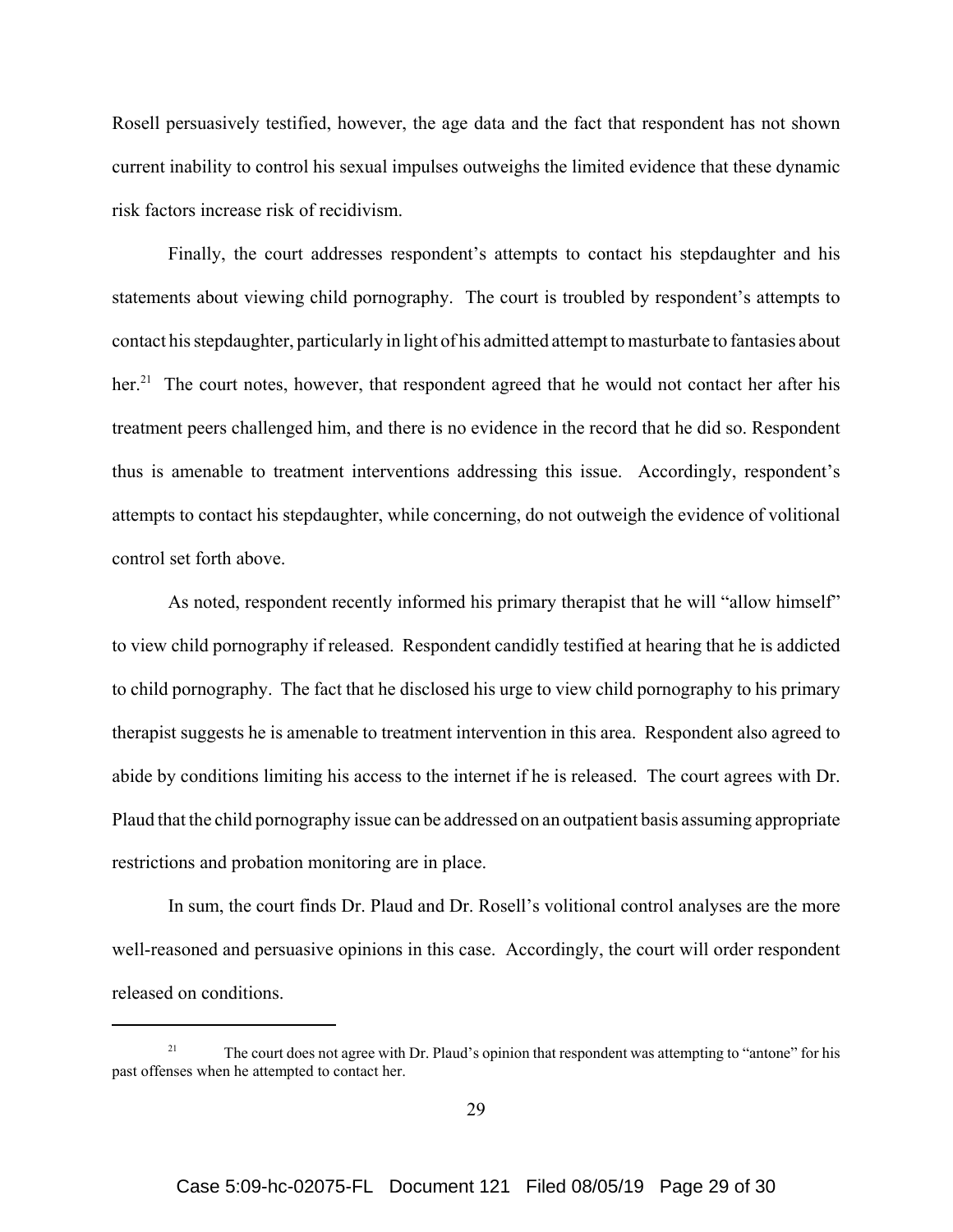Rosell persuasively testified, however, the age data and the fact that respondent has not shown current inability to control his sexual impulses outweighs the limited evidence that these dynamic risk factors increase risk of recidivism.

Finally, the court addresses respondent's attempts to contact his stepdaughter and his statements about viewing child pornography. The court is troubled by respondent's attempts to contact his stepdaughter, particularly in light of his admitted attempt to masturbate to fantasies about her.[21] The court notes, however, that respondent agreed that he would not contact her after his treatment peers challenged him, and there is no evidence in the record that he did so. Respondent thus is amenable to treatment interventions addressing this issue. Accordingly, respondent's attempts to contact his stepdaughter, while concerning, do not outweigh the evidence of volitional control set forth above.

As noted, respondent recently informed his primary therapist that he will "allow himself" to view child pornography if released. Respondent candidly testified at hearing that he is addicted to child pornography. The fact that he disclosed his urge to view child pornography to his primary therapist suggests he is amenable to treatment intervention in this area. Respondent also agreed to abide by conditions limiting his access to the internet if he is released. The court agrees with Dr. Plaud that the child pornography issue can be addressed on an outpatient basis assuming appropriate restrictions and probation monitoring are in place.

In sum, the court finds Dr. Plaud and Dr. Rosell's volitional control analyses are the more well-reasoned and persuasive opinions in this case. Accordingly, the court will order respondent released on conditions.

---

[21] The court does not agree with Dr. Plaud's opinion that respondent was attempting to "antone" for his past offenses when he attempted to contact her.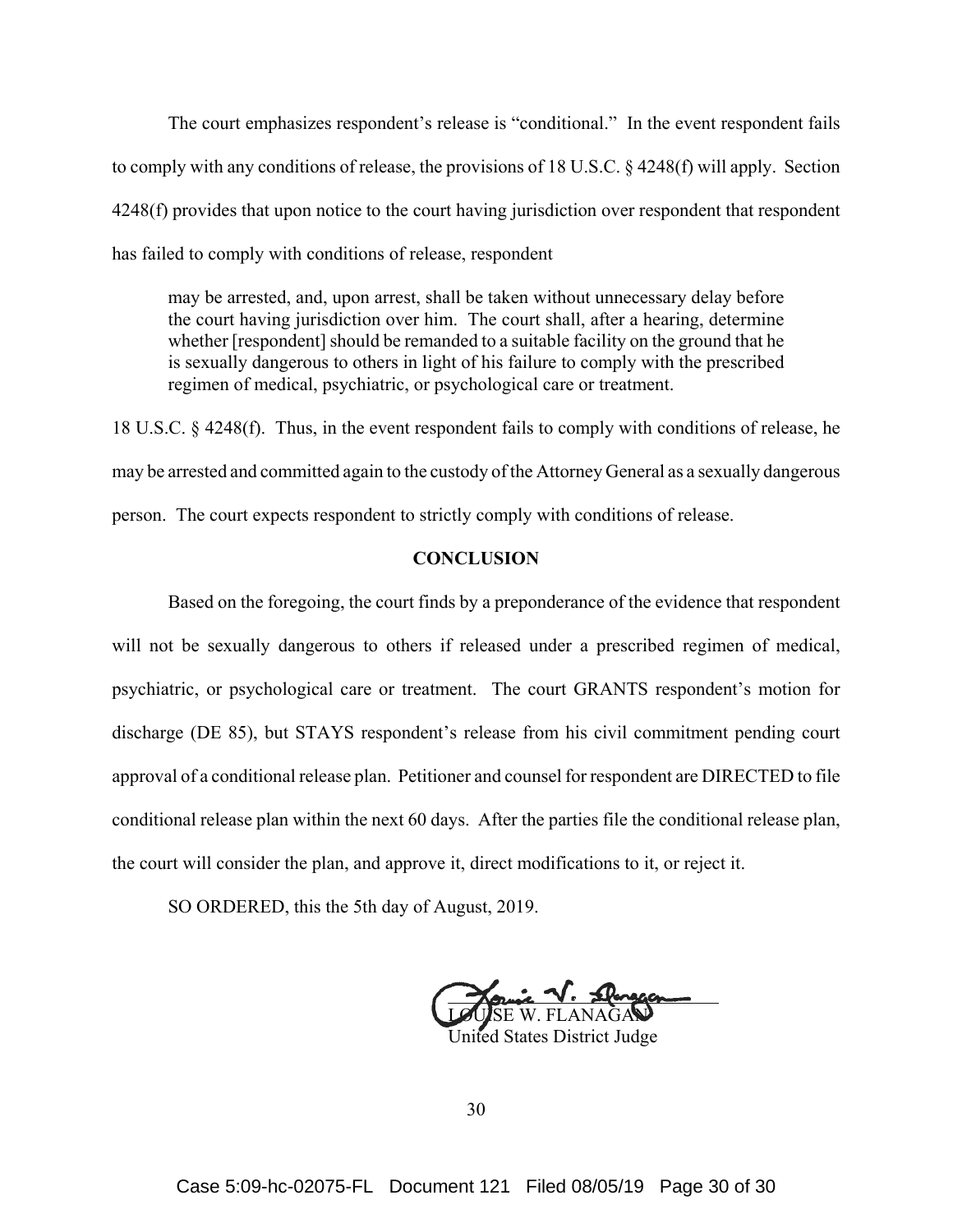The court emphasizes respondent's release is "conditional." In the event respondent fails to comply with any conditions of release, the provisions of 18 U.S.C. § 4248(f) will apply. Section 4248(f) provides that upon notice to the court having jurisdiction over respondent that respondent has failed to comply with conditions of release, respondent

> may be arrested, and, upon arrest, shall be taken without unnecessary delay before the court having jurisdiction over him. The court shall, after a hearing, determine whether [respondent] should be remanded to a suitable facility on the ground that he is sexually dangerous to others in light of his failure to comply with the prescribed regimen of medical, psychiatric, or psychological care or treatment.

18 U.S.C. § 4248(f). Thus, in the event respondent fails to comply with conditions of release, he may be arrested and committed again to the custody of the Attorney General as a sexually dangerous person. The court expects respondent to strictly comply with conditions of release.

## CONCLUSION

Based on the foregoing, the court finds by a preponderance of the evidence that respondent will not be sexually dangerous to others if released under a prescribed regimen of medical, psychiatric, or psychological care or treatment. The court GRANTS respondent's motion for discharge (DE 85), but STAYS respondent's release from his civil commitment pending court approval of a conditional release plan. Petitioner and counsel for respondent are DIRECTED to file conditional release plan within the next 60 days. After the parties file the conditional release plan, the court will consider the plan, and approve it, direct modifications to it, or reject it.

SO ORDERED, this the 5th day of August, 2019.

LOUISE W. FLANAGAN
United States District Judge